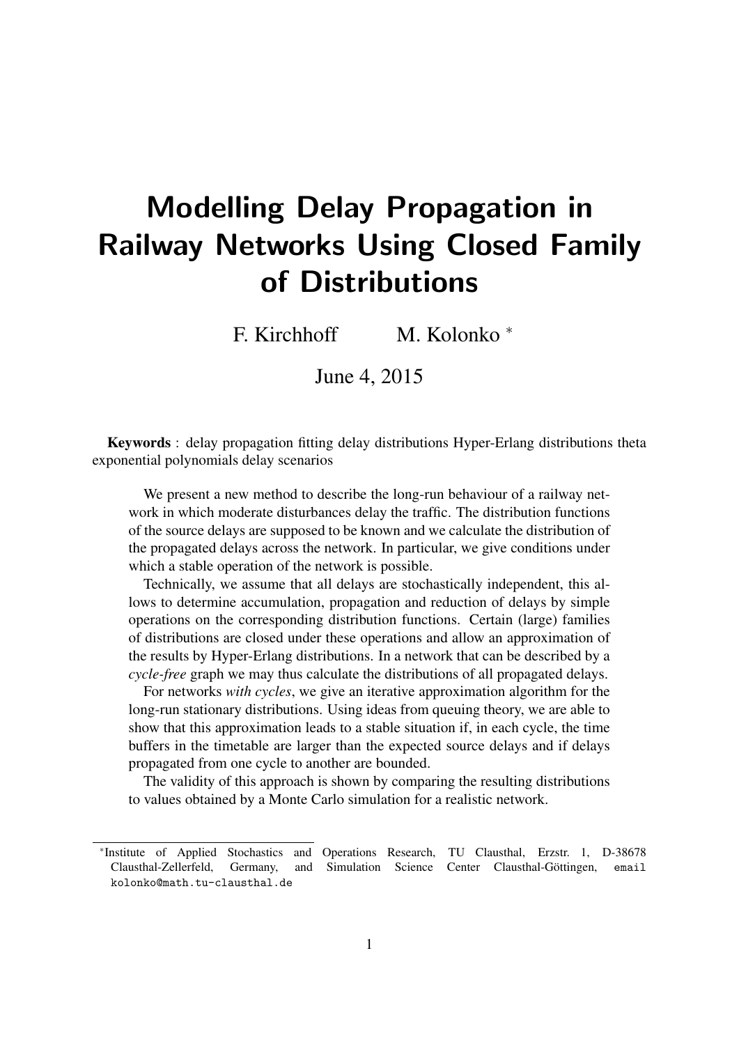# Modelling Delay Propagation in Railway Networks Using Closed Family of Distributions

F. Kirchhoff M. Kolonko *

June 4, 2015

**Keywords** : delay propagation fitting delay distributions Hyper-Erlang distributions theta exponential polynomials delay scenarios

We present a new method to describe the long-run behaviour of a railway network in which moderate disturbances delay the traffic. The distribution functions of the source delays are supposed to be known and we calculate the distribution of the propagated delays across the network. In particular, we give conditions under which a stable operation of the network is possible.

Technically, we assume that all delays are stochastically independent, this allows to determine accumulation, propagation and reduction of delays by simple operations on the corresponding distribution functions. Certain (large) families of distributions are closed under these operations and allow an approximation of the results by Hyper-Erlang distributions. In a network that can be described by a *cycle-free* graph we may thus calculate the distributions of all propagated delays.

For networks *with cycles*, we give an iterative approximation algorithm for the long-run stationary distributions. Using ideas from queuing theory, we are able to show that this approximation leads to a stable situation if, in each cycle, the time buffers in the timetable are larger than the expected source delays and if delays propagated from one cycle to another are bounded.

The validity of this approach is shown by comparing the resulting distributions to values obtained by a Monte Carlo simulation for a realistic network.

---

*Institute of Applied Stochastics and Operations Research, TU Clausthal, Erzstr. 1, D-38678 Clausthal-Zellerfeld, Germany, and Simulation Science Center Clausthal-Göttingen, email kolonko@math.tu-clausthal.de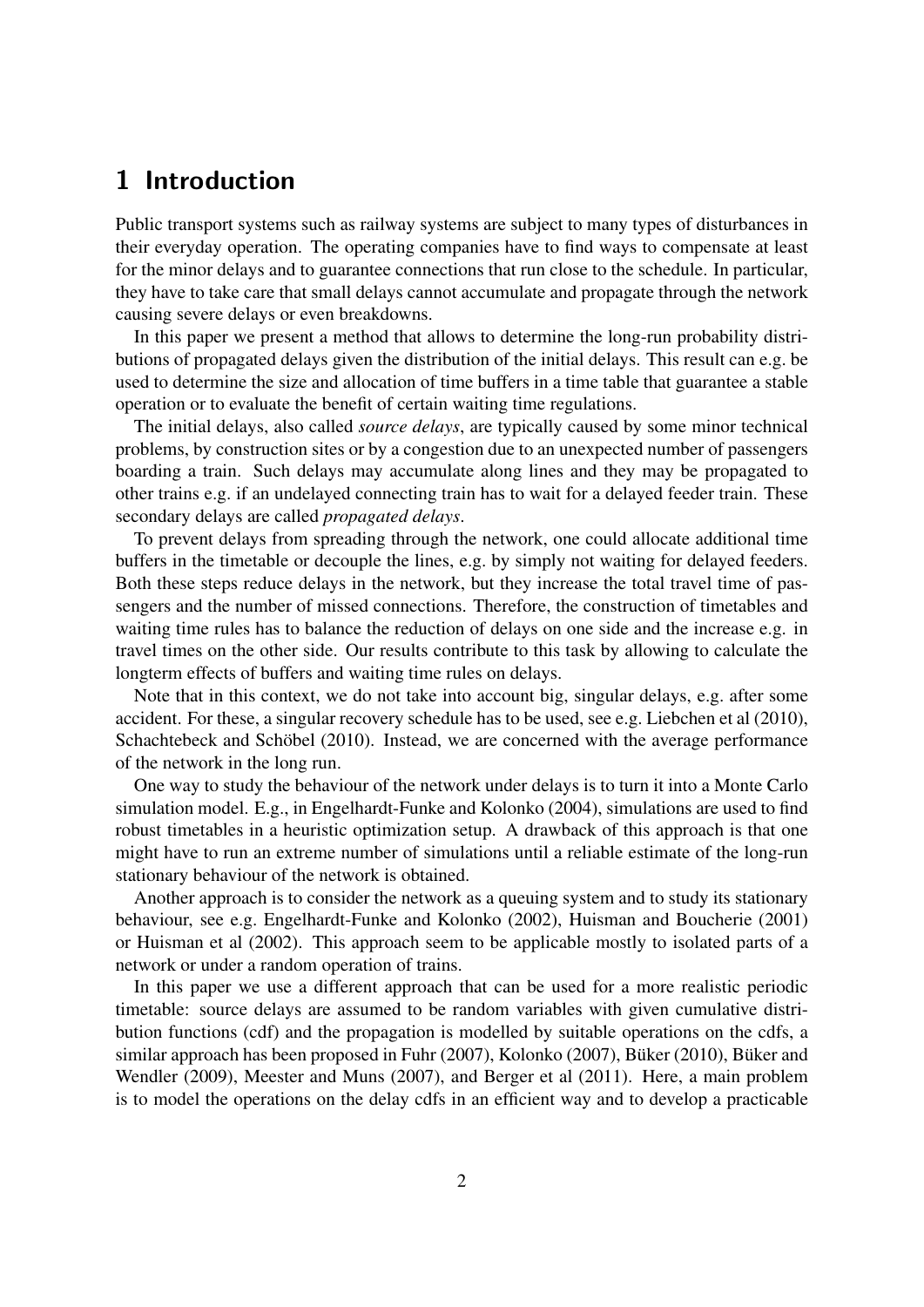# 1 Introduction

Public transport systems such as railway systems are subject to many types of disturbances in their everyday operation. The operating companies have to find ways to compensate at least for the minor delays and to guarantee connections that run close to the schedule. In particular, they have to take care that small delays cannot accumulate and propagate through the network causing severe delays or even breakdowns.

In this paper we present a method that allows to determine the long-run probability distributions of propagated delays given the distribution of the initial delays. This result can e.g. be used to determine the size and allocation of time buffers in a time table that guarantee a stable operation or to evaluate the benefit of certain waiting time regulations.

The initial delays, also called *source delays*, are typically caused by some minor technical problems, by construction sites or by a congestion due to an unexpected number of passengers boarding a train. Such delays may accumulate along lines and they may be propagated to other trains e.g. if an undelayed connecting train has to wait for a delayed feeder train. These secondary delays are called *propagated delays*.

To prevent delays from spreading through the network, one could allocate additional time buffers in the timetable or decouple the lines, e.g. by simply not waiting for delayed feeders. Both these steps reduce delays in the network, but they increase the total travel time of passengers and the number of missed connections. Therefore, the construction of timetables and waiting time rules has to balance the reduction of delays on one side and the increase e.g. in travel times on the other side. Our results contribute to this task by allowing to calculate the longterm effects of buffers and waiting time rules on delays.

Note that in this context, we do not take into account big, singular delays, e.g. after some accident. For these, a singular recovery schedule has to be used, see e.g. Liebchen et al (2010), Schachtebeck and Schöbel (2010). Instead, we are concerned with the average performance of the network in the long run.

One way to study the behaviour of the network under delays is to turn it into a Monte Carlo simulation model. E.g., in Engelhardt-Funke and Kolonko (2004), simulations are used to find robust timetables in a heuristic optimization setup. A drawback of this approach is that one might have to run an extreme number of simulations until a reliable estimate of the long-run stationary behaviour of the network is obtained.

Another approach is to consider the network as a queuing system and to study its stationary behaviour, see e.g. Engelhardt-Funke and Kolonko (2002), Huisman and Boucherie (2001) or Huisman et al (2002). This approach seem to be applicable mostly to isolated parts of a network or under a random operation of trains.

In this paper we use a different approach that can be used for a more realistic periodic timetable: source delays are assumed to be random variables with given cumulative distribution functions (cdf) and the propagation is modelled by suitable operations on the cdfs, a similar approach has been proposed in Fuhr (2007), Kolonko (2007), Büker (2010), Büker and Wendler (2009), Meester and Muns (2007), and Berger et al (2011). Here, a main problem is to model the operations on the delay cdfs in an efficient way and to develop a practicable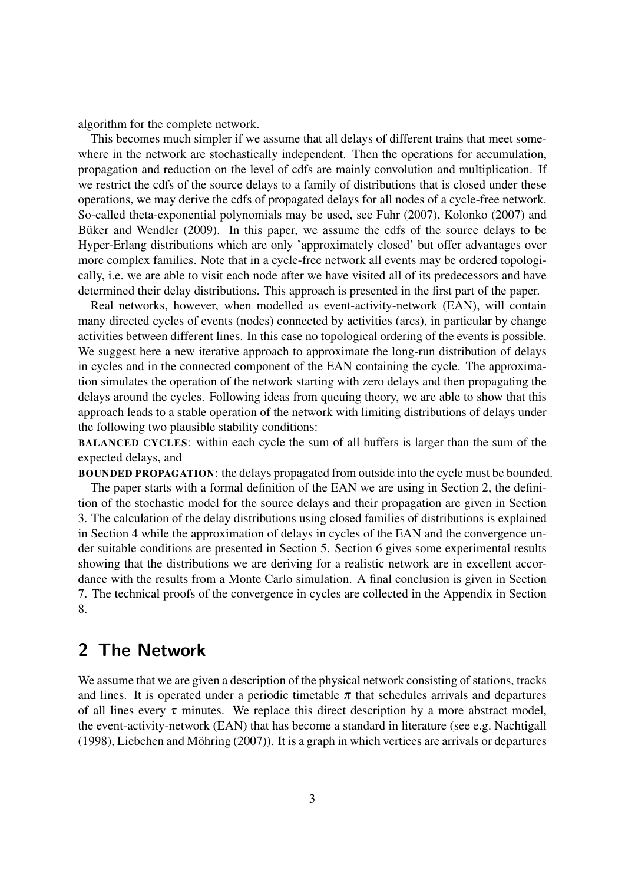algorithm for the complete network.

This becomes much simpler if we assume that all delays of different trains that meet somewhere in the network are stochastically independent. Then the operations for accumulation, propagation and reduction on the level of cdfs are mainly convolution and multiplication. If we restrict the cdfs of the source delays to a family of distributions that is closed under these operations, we may derive the cdfs of propagated delays for all nodes of a cycle-free network. So-called theta-exponential polynomials may be used, see Fuhr (2007), Kolonko (2007) and Büker and Wendler (2009). In this paper, we assume the cdfs of the source delays to be Hyper-Erlang distributions which are only 'approximately closed' but offer advantages over more complex families. Note that in a cycle-free network all events may be ordered topologically, i.e. we are able to visit each node after we have visited all of its predecessors and have determined their delay distributions. This approach is presented in the first part of the paper.

Real networks, however, when modelled as event-activity-network (EAN), will contain many directed cycles of events (nodes) connected by activities (arcs), in particular by change activities between different lines. In this case no topological ordering of the events is possible. We suggest here a new iterative approach to approximate the long-run distribution of delays in cycles and in the connected component of the EAN containing the cycle. The approximation simulates the operation of the network starting with zero delays and then propagating the delays around the cycles. Following ideas from queuing theory, we are able to show that this approach leads to a stable operation of the network with limiting distributions of delays under the following two plausible stability conditions:

**BALANCED CYCLES**: within each cycle the sum of all buffers is larger than the sum of the expected delays, and

**BOUNDED PROPAGATION**: the delays propagated from outside into the cycle must be bounded.

The paper starts with a formal definition of the EAN we are using in Section 2, the definition of the stochastic model for the source delays and their propagation are given in Section 3. The calculation of the delay distributions using closed families of distributions is explained in Section 4 while the approximation of delays in cycles of the EAN and the convergence under suitable conditions are presented in Section 5. Section 6 gives some experimental results showing that the distributions we are deriving for a realistic network are in excellent accordance with the results from a Monte Carlo simulation. A final conclusion is given in Section 7. The technical proofs of the convergence in cycles are collected in the Appendix in Section 8.

## 2 The Network

We assume that we are given a description of the physical network consisting of stations, tracks and lines. It is operated under a periodic timetable $\pi$ that schedules arrivals and departures of all lines every $\tau$ minutes. We replace this direct description by a more abstract model, the event-activity-network (EAN) that has become a standard in literature (see e.g. Nachtigall (1998), Liebchen and Möhring (2007)). It is a graph in which vertices are arrivals or departures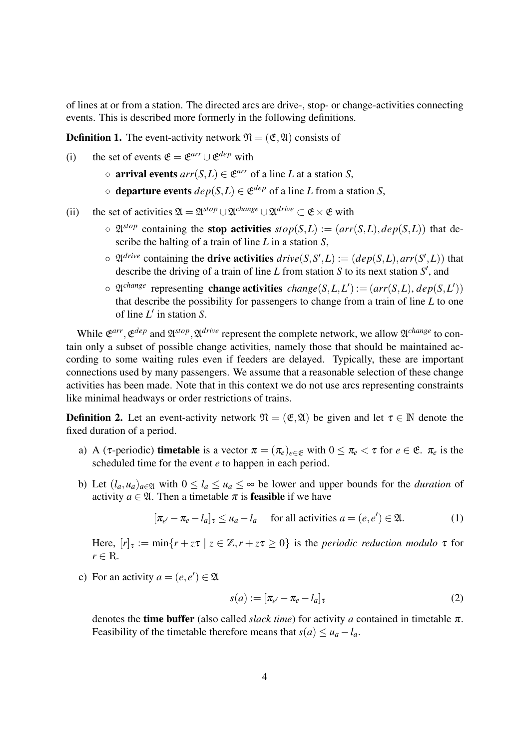of lines at or from a station. The directed arcs are drive-, stop- or change-activities connecting events. This is described more formerly in the following definitions.

**Definition 1.** The event-activity network $\mathfrak{N} = (\mathfrak{E}, \mathfrak{A})$ consists of

(i) the set of events $\mathfrak{E} = \mathfrak{E}^{arr} \cup \mathfrak{E}^{dep}$ with

- **arrival events** $arr(S,L) \in \mathfrak{E}^{arr}$ of a line $L$ at a station $S$,
- **departure events** $dep(S,L) \in \mathfrak{E}^{dep}$ of a line $L$ from a station $S$,

(ii) the set of activities $\mathfrak{A} = \mathfrak{A}^{stop} \cup \mathfrak{A}^{change} \cup \mathfrak{A}^{drive} \subset \mathfrak{E} \times \mathfrak{E}$ with

- $\mathfrak{A}^{stop}$ containing the **stop activities** $stop(S,L) := (arr(S,L), dep(S,L))$ that describe the halting of a train of line $L$ in a station $S$,
- $\mathfrak{A}^{drive}$ containing the **drive activities** $drive(S,S',L) := (dep(S,L), arr(S',L))$ that describe the driving of a train of line $L$ from station $S$ to its next station $S'$, and
- $\mathfrak{A}^{change}$ representing **change activities** $change(S,L,L') := (arr(S,L), dep(S,L'))$ that describe the possibility for passengers to change from a train of line $L$ to one of line $L'$ in station $S$.

While $\mathfrak{E}^{arr}, \mathfrak{E}^{dep}$ and $\mathfrak{A}^{stop}, \mathfrak{A}^{drive}$ represent the complete network, we allow $\mathfrak{A}^{change}$ to contain only a subset of possible change activities, namely those that should be maintained according to some waiting rules even if feeders are delayed. Typically, these are important connections used by many passengers. We assume that a reasonable selection of these change activities has been made. Note that in this context we do not use arcs representing constraints like minimal headways or order restrictions of trains.

**Definition 2.** Let an event-activity network $\mathfrak{N} = (\mathfrak{E}, \mathfrak{A})$ be given and let $\tau \in \mathbb{N}$ denote the fixed duration of a period.

a) A ($\tau$-periodic) **timetable** is a vector $\pi = (\pi_e)_{e \in \mathfrak{E}}$ with $0 \leq \pi_e < \tau$ for $e \in \mathfrak{E}$. $\pi_e$ is the scheduled time for the event $e$ to happen in each period.

b) Let $(l_a, u_a)_{a \in \mathfrak{A}}$ with $0 \leq l_a \leq u_a \leq \infty$ be lower and upper bounds for the *duration* of activity $a \in \mathfrak{A}$. Then a timetable $\pi$ is **feasible** if we have

$$[\pi_{e'} - \pi_e - l_a]_\tau \leq u_a - l_a \quad \text{for all activities } a = (e,e') \in \mathfrak{A}. \tag{1}$$

Here, $[r]_\tau := \min\{r + z\tau \mid z \in \mathbb{Z}, r + z\tau \geq 0\}$ is the *periodic reduction modulo* $\tau$ for $r \in \mathbb{R}$.

c) For an activity $a = (e,e') \in \mathfrak{A}$

$$s(a) := [\pi_{e'} - \pi_e - l_a]_\tau \tag{2}$$

denotes the **time buffer** (also called *slack time*) for activity $a$ contained in timetable $\pi$. Feasibility of the timetable therefore means that $s(a) \leq u_a - l_a$.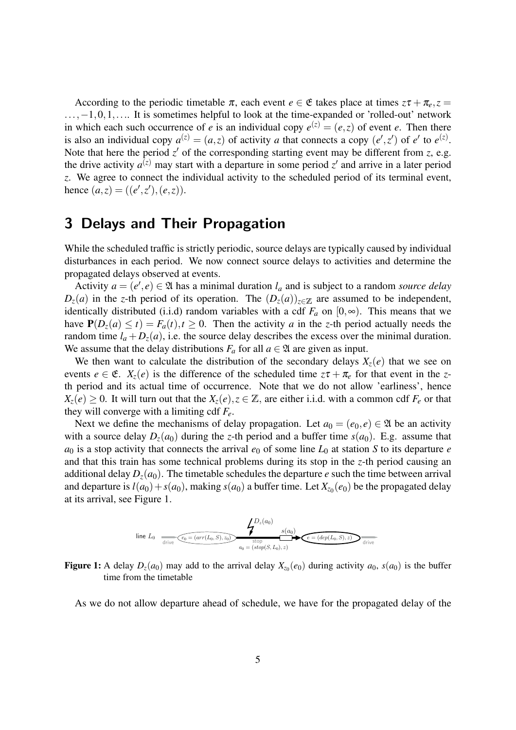According to the periodic timetable $\pi$, each event $e \in \mathfrak{E}$ takes place at times $z\tau + \pi_e, z = \ldots, -1, 0, 1, \ldots$. It is sometimes helpful to look at the time-expanded or 'rolled-out' network in which each such occurrence of $e$ is an individual copy $e^{(z)} = (e,z)$ of event $e$. Then there is also an individual copy $a^{(z)} = (a,z)$ of activity $a$ that connects a copy $(e',z')$ of $e'$ to $e^{(z)}$. Note that here the period $z'$ of the corresponding starting event may be different from $z$, e.g. the drive activity $a^{(z)}$ may start with a departure in some period $z'$ and arrive in a later period $z$. We agree to connect the individual activity to the scheduled period of its terminal event, hence $(a,z) = ((e',z'),(e,z))$.

## 3 Delays and Their Propagation

While the scheduled traffic is strictly periodic, source delays are typically caused by individual disturbances in each period. We now connect source delays to activities and determine the propagated delays observed at events.

Activity $a = (e', e) \in \mathfrak{A}$ has a minimal duration $l_a$ and is subject to a random *source delay* $D_z(a)$ in the $z$-th period of its operation. The $(D_z(a))_{z\in\mathbb{Z}}$ are assumed to be independent, identically distributed (i.i.d) random variables with a cdf $F_a$ on $[0,\infty)$. This means that we have $\mathbf{P}(D_z(a) \leq t) = F_a(t), t \geq 0$. Then the activity $a$ in the $z$-th period actually needs the random time $l_a + D_z(a)$, i.e. the source delay describes the excess over the minimal duration. We assume that the delay distributions $F_a$ for all $a \in \mathfrak{A}$ are given as input.

We then want to calculate the distribution of the secondary delays $X_z(e)$ that we see on events $e \in \mathfrak{E}$. $X_z(e)$ is the difference of the scheduled time $z\tau + \pi_e$ for that event in the $z$-th period and its actual time of occurrence. Note that we do not allow 'earliness', hence $X_z(e) \geq 0$. It will turn out that the $X_z(e), z \in \mathbb{Z}$, are either i.i.d. with a common cdf $F_e$ or that they will converge with a limiting cdf $F_e$.

Next we define the mechanisms of delay propagation. Let $a_0 = (e_0, e) \in \mathfrak{A}$ be an activity with a source delay $D_z(a_0)$ during the $z$-th period and a buffer time $s(a_0)$. E.g. assume that $a_0$ is a stop activity that connects the arrival $e_0$ of some line $L_0$ at station $S$ to its departure $e$ and that this train has some technical problems during its stop in the $z$-th period causing an additional delay $D_z(a_0)$. The timetable schedules the departure $e$ such the time between arrival and departure is $l(a_0) + s(a_0)$, making $s(a_0)$ a buffer time. Let $X_{z_0}(e_0)$ be the propagated delay at its arrival, see Figure 1.

**Figure 1:** A delay $D_z(a_0)$ may add to the arrival delay $X_{z_0}(e_0)$ during activity $a_0$, $s(a_0)$ is the buffer time from the timetable

As we do not allow departure ahead of schedule, we have for the propagated delay of the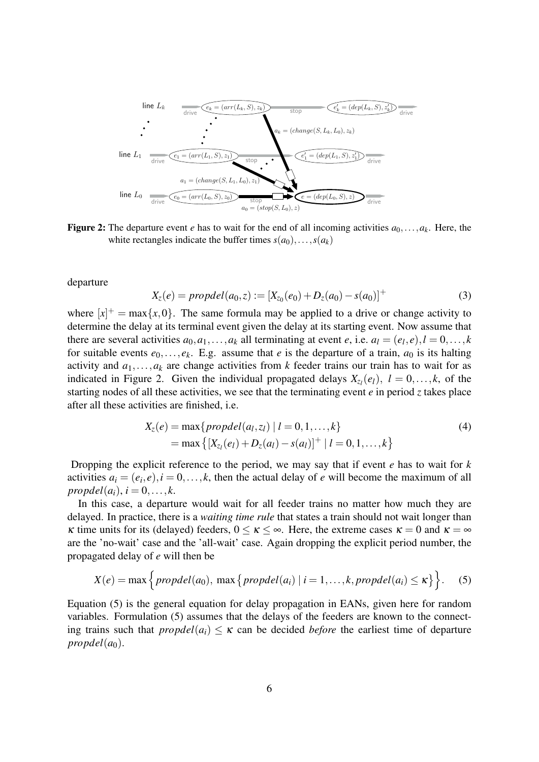**Figure 2:** The departure event $e$ has to wait for the end of all incoming activities $a_0, \ldots, a_k$. Here, the white rectangles indicate the buffer times $s(a_0), \ldots, s(a_k)$

departure

$$X_z(e) = propdel(a_0, z) := [X_{z_0}(e_0) + D_z(a_0) - s(a_0)]^+ \tag{3}$$

where $[x]^+ = \max\{x, 0\}$. The same formula may be applied to a drive or change activity to determine the delay at its terminal event given the delay at its starting event. Now assume that there are several activities $a_0, a_1, \ldots, a_k$ all terminating at event $e$, i.e. $a_l = (e_l, e), l = 0, \ldots, k$ for suitable events $e_0, \ldots, e_k$. E.g. assume that $e$ is the departure of a train, $a_0$ is its halting activity and $a_1, \ldots, a_k$ are change activities from $k$ feeder trains our train has to wait for as indicated in Figure 2. Given the individual propagated delays $X_{z_l}(e_l),\ l = 0, \ldots, k$, of the starting nodes of all these activities, we see that the terminating event $e$ in period $z$ takes place after all these activities are finished, i.e.

$$\begin{aligned} X_z(e) &= \max\{propdel(a_l, z_l) \mid l = 0, 1, \ldots, k\} \\ &= \max\left\{[X_{z_l}(e_l) + D_z(a_l) - s(a_l)]^+ \mid l = 0, 1, \ldots, k\right\} \end{aligned} \tag{4}$$

Dropping the explicit reference to the period, we may say that if event $e$ has to wait for $k$ activities $a_i = (e_i, e), i = 0, \ldots, k$, then the actual delay of $e$ will become the maximum of all $propdel(a_i), i = 0, \ldots, k$.

In this case, a departure would wait for all feeder trains no matter how much they are delayed. In practice, there is a *waiting time rule* that states a train should not wait longer than $\kappa$ time units for its (delayed) feeders, $0 \leq \kappa \leq \infty$. Here, the extreme cases $\kappa = 0$ and $\kappa = \infty$ are the 'no-wait' case and the 'all-wait' case. Again dropping the explicit period number, the propagated delay of $e$ will then be

$$X(e) = \max\Big\{propdel(a_0),\ \max\big\{propdel(a_i) \mid i = 1, \ldots, k, propdel(a_i) \leq \kappa\big\}\Big\}. \tag{5}$$

Equation (5) is the general equation for delay propagation in EANs, given here for random variables. Formulation (5) assumes that the delays of the feeders are known to the connecting trains such that $propdel(a_i) \leq \kappa$ can be decided *before* the earliest time of departure $propdel(a_0)$.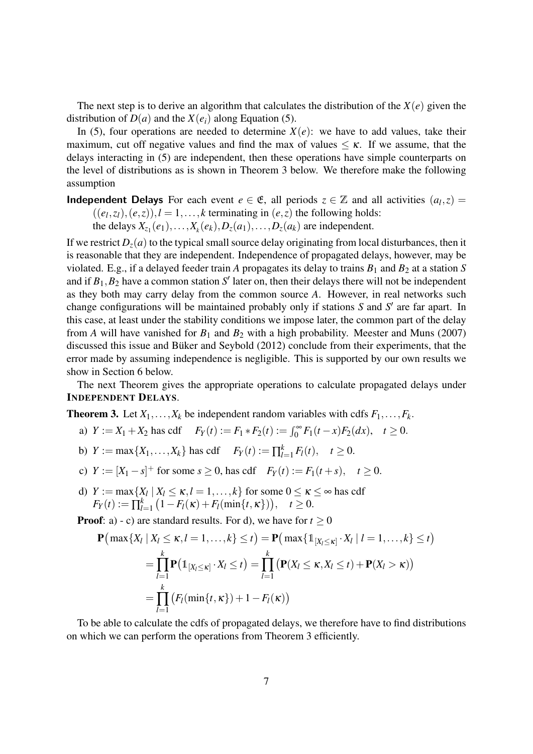The next step is to derive an algorithm that calculates the distribution of the $X(e)$ given the distribution of $D(a)$ and the $X(e_i)$ along Equation (5).

In (5), four operations are needed to determine $X(e)$: we have to add values, take their maximum, cut off negative values and find the max of values $\leq \kappa$. If we assume, that the delays interacting in (5) are independent, then these operations have simple counterparts on the level of distributions as is shown in Theorem 3 below. We therefore make the following assumption

**Independent Delays** For each event $e \in \mathfrak{E}$, all periods $z \in \mathbb{Z}$ and all activities $(a_l, z) = ((e_l, z_l), (e, z)), l = 1, \ldots, k$ terminating in $(e, z)$ the following holds:
the delays $X_{z_1}(e_1), \ldots, X_{z_k}(e_k), D_z(a_1), \ldots, D_z(a_k)$ are independent.

If we restrict $D_z(a)$ to the typical small source delay originating from local disturbances, then it is reasonable that they are independent. Independence of propagated delays, however, may be violated. E.g., if a delayed feeder train $A$ propagates its delay to trains $B_1$ and $B_2$ at a station $S$ and if $B_1, B_2$ have a common station $S'$ later on, then their delays there will not be independent as they both may carry delay from the common source $A$. However, in real networks such change configurations will be maintained probably only if stations $S$ and $S'$ are far apart. In this case, at least under the stability conditions we impose later, the common part of the delay from $A$ will have vanished for $B_1$ and $B_2$ with a high probability. Meester and Muns (2007) discussed this issue and Büker and Seybold (2012) conclude from their experiments, that the error made by assuming independence is negligible. This is supported by our own results we show in Section 6 below.

The next Theorem gives the appropriate operations to calculate propagated delays under **INDEPENDENT DELAYS**.

**Theorem 3.** Let $X_1, \ldots, X_k$ be independent random variables with cdfs $F_1, \ldots, F_k$.

a) $Y := X_1 + X_2$ has cdf $\quad F_Y(t) := F_1 * F_2(t) := \int_0^\infty F_1(t-x) F_2(dx), \quad t \geq 0.$

b) $Y := \max\{X_1, \ldots, X_k\}$ has cdf $\quad F_Y(t) := \prod_{l=1}^k F_l(t), \quad t \geq 0.$

c) $Y := [X_1 - s]^+$ for some $s \geq 0$, has cdf $\quad F_Y(t) := F_1(t+s), \quad t \geq 0.$

d) $Y := \max\{X_l \mid X_l \leq \kappa, l = 1, \ldots, k\}$ for some $0 \leq \kappa \leq \infty$ has cdf
$F_Y(t) := \prod_{l=1}^k \big(1 - F_l(\kappa) + F_l(\min\{t, \kappa\})\big), \quad t \geq 0.$

**Proof**: a) - c) are standard results. For d), we have for $t \geq 0$

$$
\begin{aligned}
\mathbf{P}\big(\max\{X_l \mid X_l \leq \kappa, l = 1, \ldots, k\} \leq t\big) &= \mathbf{P}\big(\max\{\mathbb{1}_{[X_l \leq \kappa]} \cdot X_l \mid l = 1, \ldots, k\} \leq t\big) \\
&= \prod_{l=1}^k \mathbf{P}\big(\mathbb{1}_{[X_l \leq \kappa]} \cdot X_l \leq t\big) = \prod_{l=1}^k \big(\mathbf{P}(X_l \leq \kappa, X_l \leq t) + \mathbf{P}(X_l > \kappa)\big) \\
&= \prod_{l=1}^k \big(F_l(\min\{t, \kappa\}) + 1 - F_l(\kappa)\big)
\end{aligned}
$$

To be able to calculate the cdfs of propagated delays, we therefore have to find distributions on which we can perform the operations from Theorem 3 efficiently.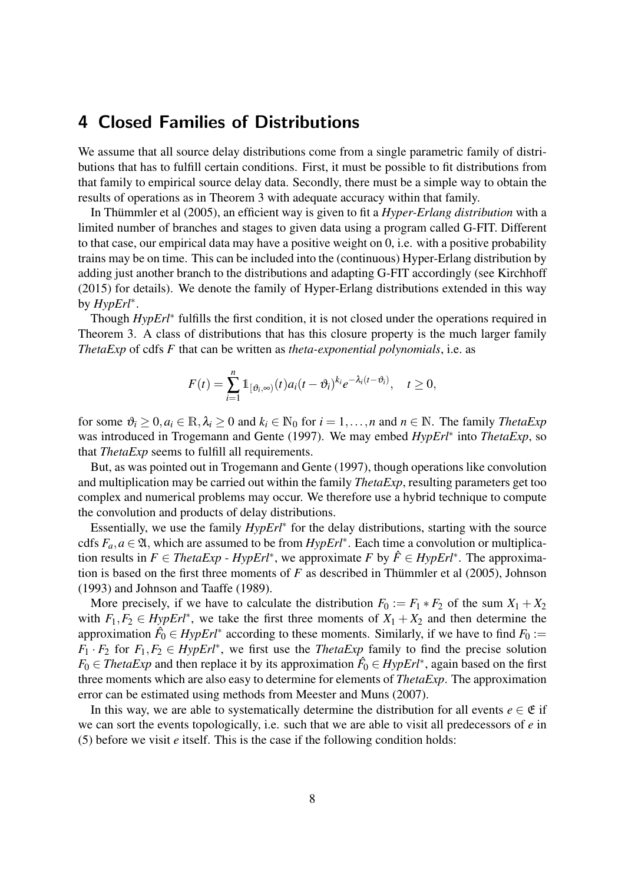# 4 Closed Families of Distributions

We assume that all source delay distributions come from a single parametric family of distributions that has to fulfill certain conditions. First, it must be possible to fit distributions from that family to empirical source delay data. Secondly, there must be a simple way to obtain the results of operations as in Theorem 3 with adequate accuracy within that family.

In Thümmler et al (2005), an efficient way is given to fit a *Hyper-Erlang distribution* with a limited number of branches and stages to given data using a program called G-FIT. Different to that case, our empirical data may have a positive weight on 0, i.e. with a positive probability trains may be on time. This can be included into the (continuous) Hyper-Erlang distribution by adding just another branch to the distributions and adapting G-FIT accordingly (see Kirchhoff (2015) for details). We denote the family of Hyper-Erlang distributions extended in this way by *HypErl*$^*$.

Though *HypErl*$^*$ fulfills the first condition, it is not closed under the operations required in Theorem 3. A class of distributions that has this closure property is the much larger family *ThetaExp* of cdfs $F$ that can be written as *theta-exponential polynomials*, i.e. as

$$F(t) = \sum_{i=1}^{n} \mathbb{1}_{[\vartheta_i,\infty)}(t) a_i (t-\vartheta_i)^{k_i} e^{-\lambda_i (t-\vartheta_i)}, \quad t \geq 0,$$

for some $\vartheta_i \geq 0, a_i \in \mathbb{R}, \lambda_i \geq 0$ and $k_i \in \mathbb{N}_0$ for $i = 1,\ldots,n$ and $n \in \mathbb{N}$. The family *ThetaExp* was introduced in Trogemann and Gente (1997). We may embed *HypErl*$^*$ into *ThetaExp*, so that *ThetaExp* seems to fulfill all requirements.

But, as was pointed out in Trogemann and Gente (1997), though operations like convolution and multiplication may be carried out within the family *ThetaExp*, resulting parameters get too complex and numerical problems may occur. We therefore use a hybrid technique to compute the convolution and products of delay distributions.

Essentially, we use the family *HypErl*$^*$ for the delay distributions, starting with the source cdfs $F_a, a \in \mathfrak{A}$, which are assumed to be from *HypErl*$^*$. Each time a convolution or multiplication results in $F \in$ *ThetaExp* - *HypErl*$^*$, we approximate $F$ by $\hat{F} \in$ *HypErl*$^*$. The approximation is based on the first three moments of $F$ as described in Thümmler et al (2005), Johnson (1993) and Johnson and Taaffe (1989).

More precisely, if we have to calculate the distribution $F_0 := F_1 * F_2$ of the sum $X_1 + X_2$ with $F_1, F_2 \in$ *HypErl*$^*$, we take the first three moments of $X_1 + X_2$ and then determine the approximation $\hat{F}_0 \in$ *HypErl*$^*$ according to these moments. Similarly, if we have to find $F_0 := F_1 \cdot F_2$ for $F_1, F_2 \in$ *HypErl*$^*$, we first use the *ThetaExp* family to find the precise solution $F_0 \in$ *ThetaExp* and then replace it by its approximation $\hat{F}_0 \in$ *HypErl*$^*$, again based on the first three moments which are also easy to determine for elements of *ThetaExp*. The approximation error can be estimated using methods from Meester and Muns (2007).

In this way, we are able to systematically determine the distribution for all events $e \in \mathfrak{E}$ if we can sort the events topologically, i.e. such that we are able to visit all predecessors of $e$ in (5) before we visit $e$ itself. This is the case if the following condition holds: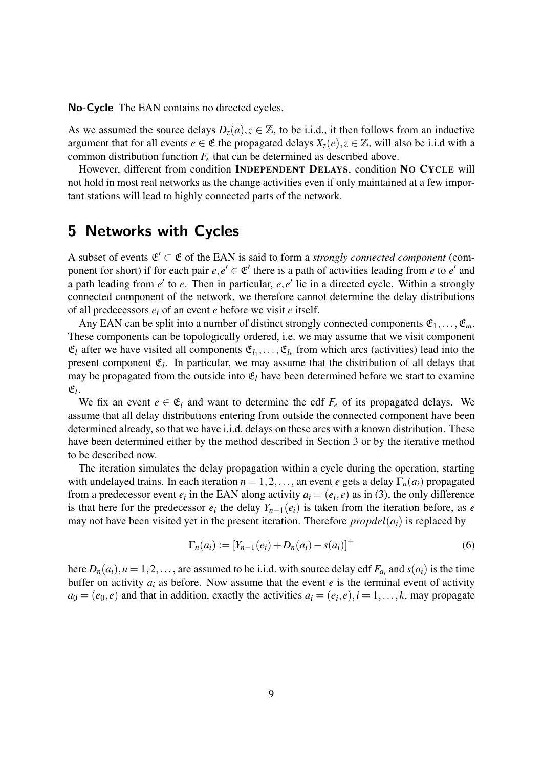**No-Cycle** The EAN contains no directed cycles.

As we assumed the source delays $D_z(a), z \in \mathbb{Z}$, to be i.i.d., it then follows from an inductive argument that for all events $e \in \mathfrak{E}$ the propagated delays $X_z(e), z \in \mathbb{Z}$, will also be i.i.d with a common distribution function $F_e$ that can be determined as described above.

However, different from condition **INDEPENDENT DELAYS**, condition **NO CYCLE** will not hold in most real networks as the change activities even if only maintained at a few important stations will lead to highly connected parts of the network.

## 5 Networks with Cycles

A subset of events $\mathfrak{E}' \subset \mathfrak{E}$ of the EAN is said to form a *strongly connected component* (component for short) if for each pair $e, e' \in \mathfrak{E}'$ there is a path of activities leading from $e$ to $e'$ and a path leading from $e'$ to $e$. Then in particular, $e, e'$ lie in a directed cycle. Within a strongly connected component of the network, we therefore cannot determine the delay distributions of all predecessors $e_i$ of an event $e$ before we visit $e$ itself.

Any EAN can be split into a number of distinct strongly connected components $\mathfrak{E}_1, \dots, \mathfrak{E}_m$. These components can be topologically ordered, i.e. we may assume that we visit component $\mathfrak{E}_l$ after we have visited all components $\mathfrak{E}_{l_1}, \dots, \mathfrak{E}_{l_k}$ from which arcs (activities) lead into the present component $\mathfrak{E}_l$. In particular, we may assume that the distribution of all delays that may be propagated from the outside into $\mathfrak{E}_l$ have been determined before we start to examine $\mathfrak{E}_l$.

We fix an event $e \in \mathfrak{E}_l$ and want to determine the cdf $F_e$ of its propagated delays. We assume that all delay distributions entering from outside the connected component have been determined already, so that we have i.i.d. delays on these arcs with a known distribution. These have been determined either by the method described in Section 3 or by the iterative method to be described now.

The iteration simulates the delay propagation within a cycle during the operation, starting with undelayed trains. In each iteration $n = 1, 2, \dots$, an event $e$ gets a delay $\Gamma_n(a_i)$ propagated from a predecessor event $e_i$ in the EAN along activity $a_i = (e_i, e)$ as in (3), the only difference is that here for the predecessor $e_i$ the delay $Y_{n-1}(e_i)$ is taken from the iteration before, as $e$ may not have been visited yet in the present iteration. Therefore $propdel(a_i)$ is replaced by

$$\Gamma_n(a_i) := [Y_{n-1}(e_i) + D_n(a_i) - s(a_i)]^+ \tag{6}$$

here $D_n(a_i), n = 1, 2, \dots$, are assumed to be i.i.d. with source delay cdf $F_{a_i}$ and $s(a_i)$ is the time buffer on activity $a_i$ as before. Now assume that the event $e$ is the terminal event of activity $a_0 = (e_0, e)$ and that in addition, exactly the activities $a_i = (e_i, e), i = 1, \dots, k$, may propagate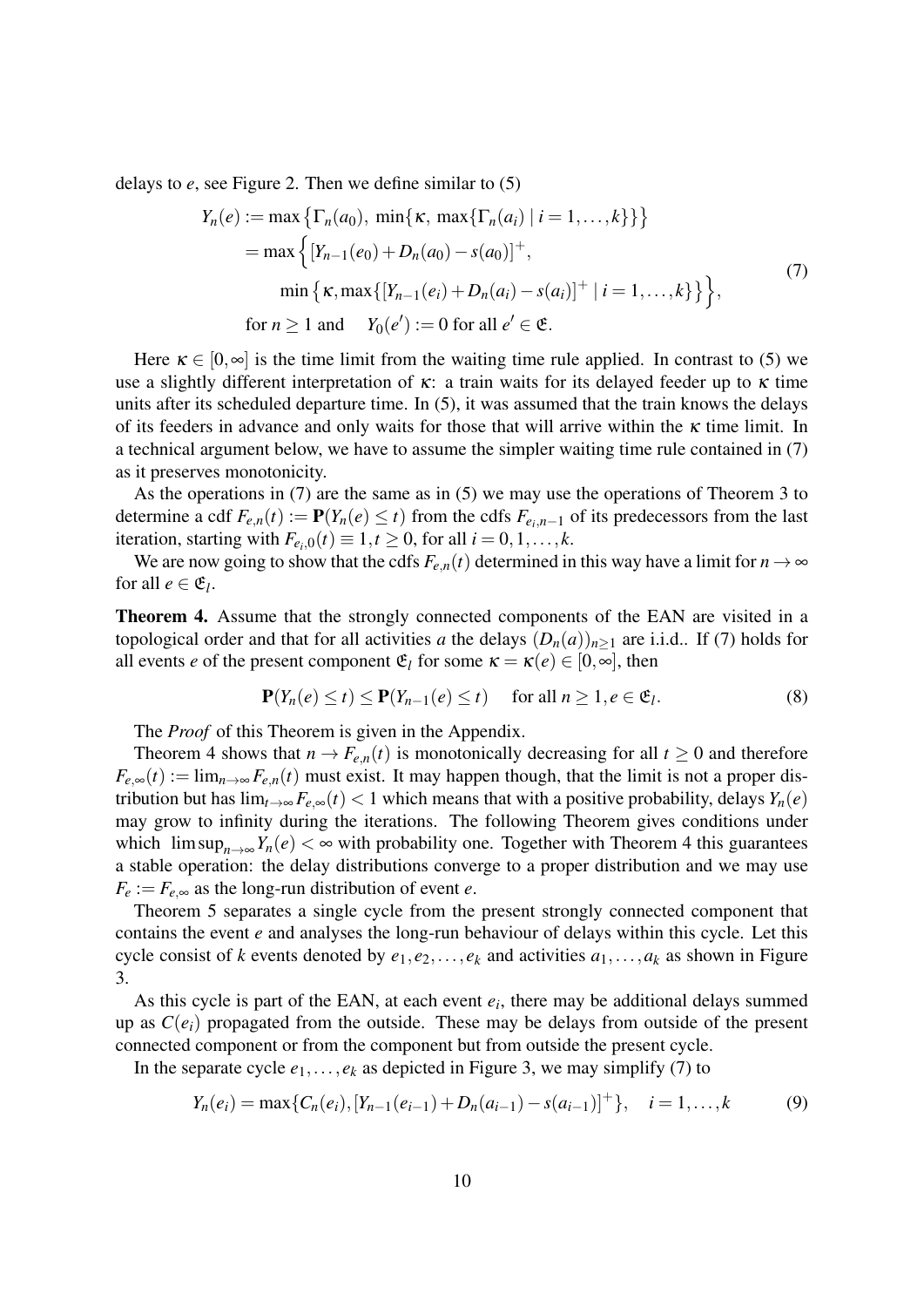delays to $e$, see Figure 2. Then we define similar to (5)

$$
\begin{aligned}
Y_n(e) &:= \max\left\{\Gamma_n(a_0),\ \min\{\kappa,\ \max\{\Gamma_n(a_i) \mid i=1,\ldots,k\}\}\right\} \\
&= \max\Big\{[Y_{n-1}(e_0)+D_n(a_0)-s(a_0)]^+, \\
&\qquad \min\left\{\kappa, \max\{[Y_{n-1}(e_i)+D_n(a_i)-s(a_i)]^+ \mid i=1,\ldots,k\}\right\}\Big\}, \\
&\text{for } n \geq 1 \text{ and } \quad Y_0(e') := 0 \text{ for all } e' \in \mathfrak{E}.
\end{aligned}
\tag{7}
$$

Here $\kappa \in [0,\infty]$ is the time limit from the waiting time rule applied. In contrast to (5) we use a slightly different interpretation of $\kappa$: a train waits for its delayed feeder up to $\kappa$ time units after its scheduled departure time. In (5), it was assumed that the train knows the delays of its feeders in advance and only waits for those that will arrive within the $\kappa$ time limit. In a technical argument below, we have to assume the simpler waiting time rule contained in (7) as it preserves monotonicity.

As the operations in (7) are the same as in (5) we may use the operations of Theorem 3 to determine a cdf $F_{e,n}(t) := \mathbf{P}(Y_n(e) \leq t)$ from the cdfs $F_{e_i,n-1}$ of its predecessors from the last iteration, starting with $F_{e_i,0}(t) \equiv 1, t \geq 0$, for all $i = 0,1,\ldots,k$.

We are now going to show that the cdfs $F_{e,n}(t)$ determined in this way have a limit for $n \to \infty$ for all $e \in \mathfrak{E}_l$.

**Theorem 4.** Assume that the strongly connected components of the EAN are visited in a topological order and that for all activities $a$ the delays $(D_n(a))_{n\geq 1}$ are i.i.d.. If (7) holds for all events $e$ of the present component $\mathfrak{E}_l$ for some $\kappa = \kappa(e) \in [0,\infty]$, then

$$
\mathbf{P}(Y_n(e) \leq t) \leq \mathbf{P}(Y_{n-1}(e) \leq t) \quad \text{for all } n \geq 1, e \in \mathfrak{E}_l. \tag{8}
$$

The *Proof* of this Theorem is given in the Appendix.

Theorem 4 shows that $n \to F_{e,n}(t)$ is monotonically decreasing for all $t \geq 0$ and therefore $F_{e,\infty}(t) := \lim_{n\to\infty} F_{e,n}(t)$ must exist. It may happen though, that the limit is not a proper distribution but has $\lim_{t\to\infty} F_{e,\infty}(t) < 1$ which means that with a positive probability, delays $Y_n(e)$ may grow to infinity during the iterations. The following Theorem gives conditions under which $\limsup_{n\to\infty} Y_n(e) < \infty$ with probability one. Together with Theorem 4 this guarantees a stable operation: the delay distributions converge to a proper distribution and we may use $F_e := F_{e,\infty}$ as the long-run distribution of event $e$.

Theorem 5 separates a single cycle from the present strongly connected component that contains the event $e$ and analyses the long-run behaviour of delays within this cycle. Let this cycle consist of $k$ events denoted by $e_1, e_2, \ldots, e_k$ and activities $a_1, \ldots, a_k$ as shown in Figure 3.

As this cycle is part of the EAN, at each event $e_i$, there may be additional delays summed up as $C(e_i)$ propagated from the outside. These may be delays from outside of the present connected component or from the component but from outside the present cycle.

In the separate cycle $e_1, \ldots, e_k$ as depicted in Figure 3, we may simplify (7) to

$$
Y_n(e_i) = \max\{C_n(e_i), [Y_{n-1}(e_{i-1}) + D_n(a_{i-1}) - s(a_{i-1})]^+\}, \quad i = 1,\ldots,k \tag{9}
$$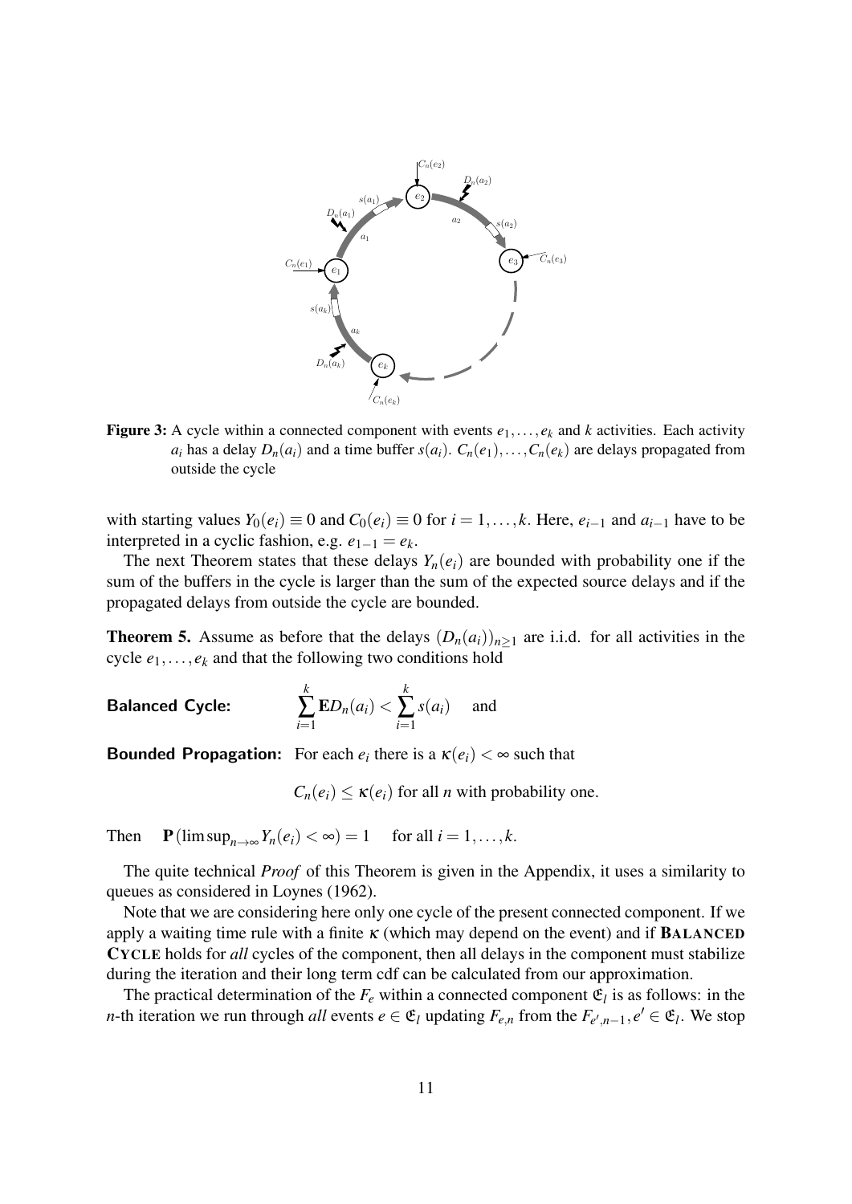**Figure 3:** A cycle within a connected component with events $e_1, \ldots, e_k$ and $k$ activities. Each activity $a_i$ has a delay $D_n(a_i)$ and a time buffer $s(a_i)$. $C_n(e_1), \ldots, C_n(e_k)$ are delays propagated from outside the cycle

with starting values $Y_0(e_i) \equiv 0$ and $C_0(e_i) \equiv 0$ for $i = 1, \ldots, k$. Here, $e_{i-1}$ and $a_{i-1}$ have to be interpreted in a cyclic fashion, e.g. $e_{1-1} = e_k$.

The next Theorem states that these delays $Y_n(e_i)$ are bounded with probability one if the sum of the buffers in the cycle is larger than the sum of the expected source delays and if the propagated delays from outside the cycle are bounded.

**Theorem 5.** Assume as before that the delays $(D_n(a_i))_{n \geq 1}$ are i.i.d. for all activities in the cycle $e_1, \ldots, e_k$ and that the following two conditions hold

**Balanced Cycle:** $\displaystyle\sum_{i=1}^{k} \mathbf{E} D_n(a_i) < \sum_{i=1}^{k} s(a_i)$ and

**Bounded Propagation:** For each $e_i$ there is a $\kappa(e_i) < \infty$ such that

$C_n(e_i) \leq \kappa(e_i)$ for all $n$ with probability one.

Then $\mathbf{P}(\limsup_{n \to \infty} Y_n(e_i) < \infty) = 1$ for all $i = 1, \ldots, k$.

The quite technical *Proof* of this Theorem is given in the Appendix, it uses a similarity to queues as considered in Loynes (1962).

Note that we are considering here only one cycle of the present connected component. If we apply a waiting time rule with a finite $\kappa$ (which may depend on the event) and if **BALANCED CYCLE** holds for *all* cycles of the component, then all delays in the component must stabilize during the iteration and their long term cdf can be calculated from our approximation.

The practical determination of the $F_e$ within a connected component $\mathfrak{C}_l$ is as follows: in the $n$-th iteration we run through *all* events $e \in \mathfrak{C}_l$ updating $F_{e,n}$ from the $F_{e',n-1}, e' \in \mathfrak{C}_l$. We stop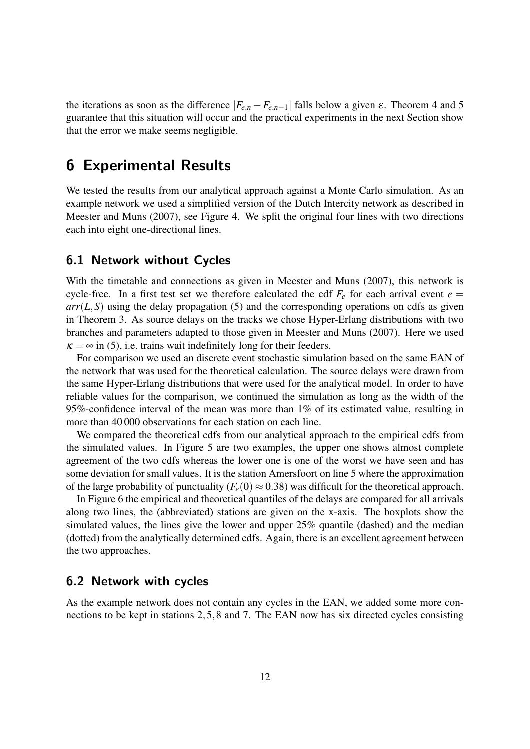the iterations as soon as the difference $|F_{e,n} - F_{e,n-1}|$ falls below a given $\varepsilon$. Theorem 4 and 5 guarantee that this situation will occur and the practical experiments in the next Section show that the error we make seems negligible.

# 6 Experimental Results

We tested the results from our analytical approach against a Monte Carlo simulation. As an example network we used a simplified version of the Dutch Intercity network as described in Meester and Muns (2007), see Figure 4. We split the original four lines with two directions each into eight one-directional lines.

## 6.1 Network without Cycles

With the timetable and connections as given in Meester and Muns (2007), this network is cycle-free. In a first test set we therefore calculated the cdf $F_e$ for each arrival event $e = arr(L,S)$ using the delay propagation (5) and the corresponding operations on cdfs as given in Theorem 3. As source delays on the tracks we chose Hyper-Erlang distributions with two branches and parameters adapted to those given in Meester and Muns (2007). Here we used $\kappa = \infty$ in (5), i.e. trains wait indefinitely long for their feeders.

For comparison we used an discrete event stochastic simulation based on the same EAN of the network that was used for the theoretical calculation. The source delays were drawn from the same Hyper-Erlang distributions that were used for the analytical model. In order to have reliable values for the comparison, we continued the simulation as long as the width of the 95%-confidence interval of the mean was more than 1% of its estimated value, resulting in more than 40 000 observations for each station on each line.

We compared the theoretical cdfs from our analytical approach to the empirical cdfs from the simulated values. In Figure 5 are two examples, the upper one shows almost complete agreement of the two cdfs whereas the lower one is one of the worst we have seen and has some deviation for small values. It is the station Amersfoort on line 5 where the approximation of the large probability of punctuality ($F_e(0) \approx 0.38$) was difficult for the theoretical approach.

In Figure 6 the empirical and theoretical quantiles of the delays are compared for all arrivals along two lines, the (abbreviated) stations are given on the x-axis. The boxplots show the simulated values, the lines give the lower and upper 25% quantile (dashed) and the median (dotted) from the analytically determined cdfs. Again, there is an excellent agreement between the two approaches.

## 6.2 Network with cycles

As the example network does not contain any cycles in the EAN, we added some more connections to be kept in stations $2, 5, 8$ and $7$. The EAN now has six directed cycles consisting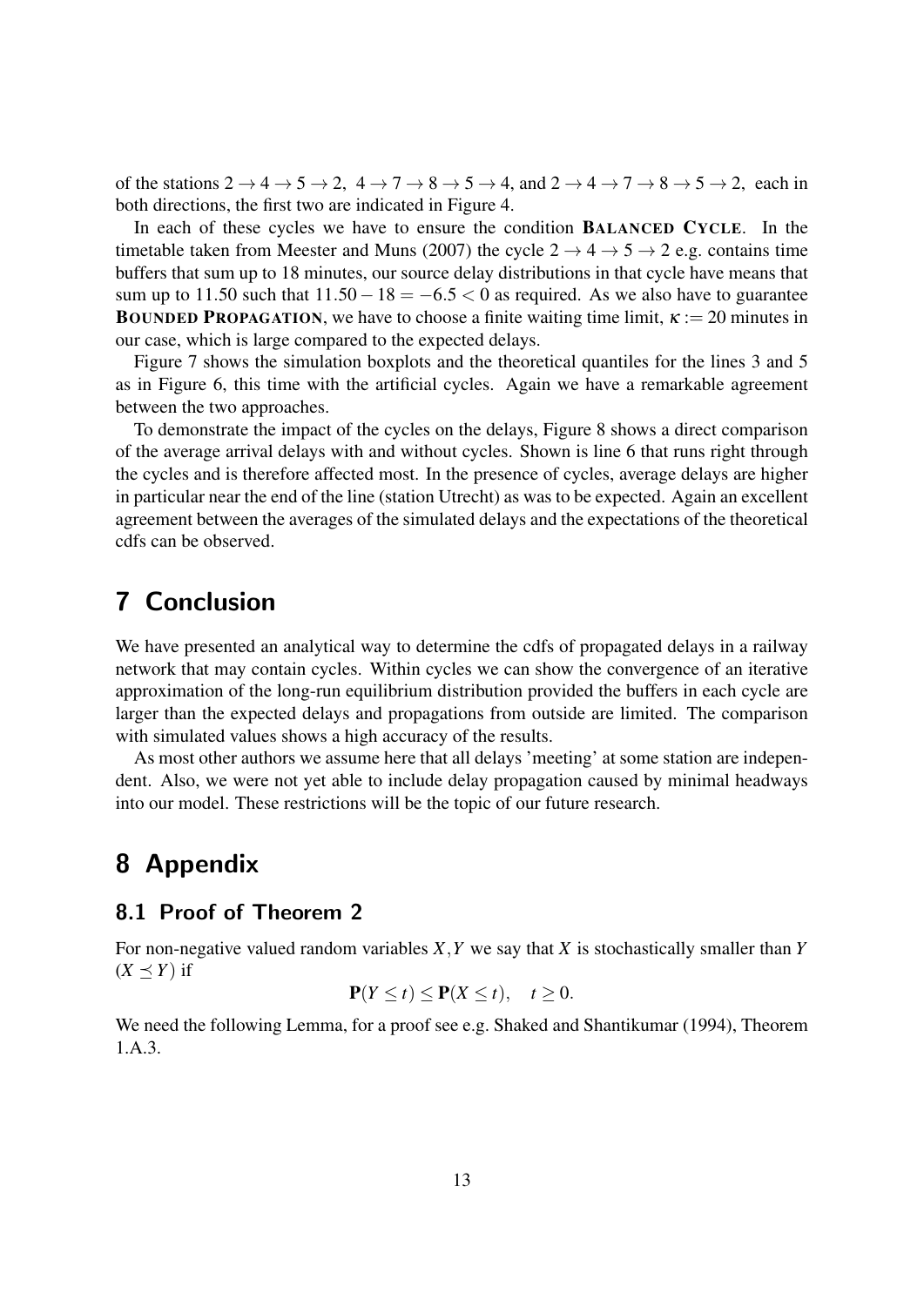of the stations $2 \to 4 \to 5 \to 2$, $4 \to 7 \to 8 \to 5 \to 4$, and $2 \to 4 \to 7 \to 8 \to 5 \to 2$, each in both directions, the first two are indicated in Figure 4.

In each of these cycles we have to ensure the condition **BALANCED CYCLE**. In the timetable taken from Meester and Muns (2007) the cycle $2 \to 4 \to 5 \to 2$ e.g. contains time buffers that sum up to 18 minutes, our source delay distributions in that cycle have means that sum up to 11.50 such that $11.50 - 18 = -6.5 < 0$ as required. As we also have to guarantee **BOUNDED PROPAGATION**, we have to choose a finite waiting time limit, $\kappa := 20$ minutes in our case, which is large compared to the expected delays.

Figure 7 shows the simulation boxplots and the theoretical quantiles for the lines 3 and 5 as in Figure 6, this time with the artificial cycles. Again we have a remarkable agreement between the two approaches.

To demonstrate the impact of the cycles on the delays, Figure 8 shows a direct comparison of the average arrival delays with and without cycles. Shown is line 6 that runs right through the cycles and is therefore affected most. In the presence of cycles, average delays are higher in particular near the end of the line (station Utrecht) as was to be expected. Again an excellent agreement between the averages of the simulated delays and the expectations of the theoretical cdfs can be observed.

# 7 Conclusion

We have presented an analytical way to determine the cdfs of propagated delays in a railway network that may contain cycles. Within cycles we can show the convergence of an iterative approximation of the long-run equilibrium distribution provided the buffers in each cycle are larger than the expected delays and propagations from outside are limited. The comparison with simulated values shows a high accuracy of the results.

As most other authors we assume here that all delays 'meeting' at some station are independent. Also, we were not yet able to include delay propagation caused by minimal headways into our model. These restrictions will be the topic of our future research.

# 8 Appendix

## 8.1 Proof of Theorem 2

For non-negative valued random variables $X, Y$ we say that $X$ is stochastically smaller than $Y$ ($X \preceq Y$) if

$$\mathbf{P}(Y \le t) \le \mathbf{P}(X \le t), \quad t \ge 0.$$

We need the following Lemma, for a proof see e.g. Shaked and Shantikumar (1994), Theorem 1.A.3.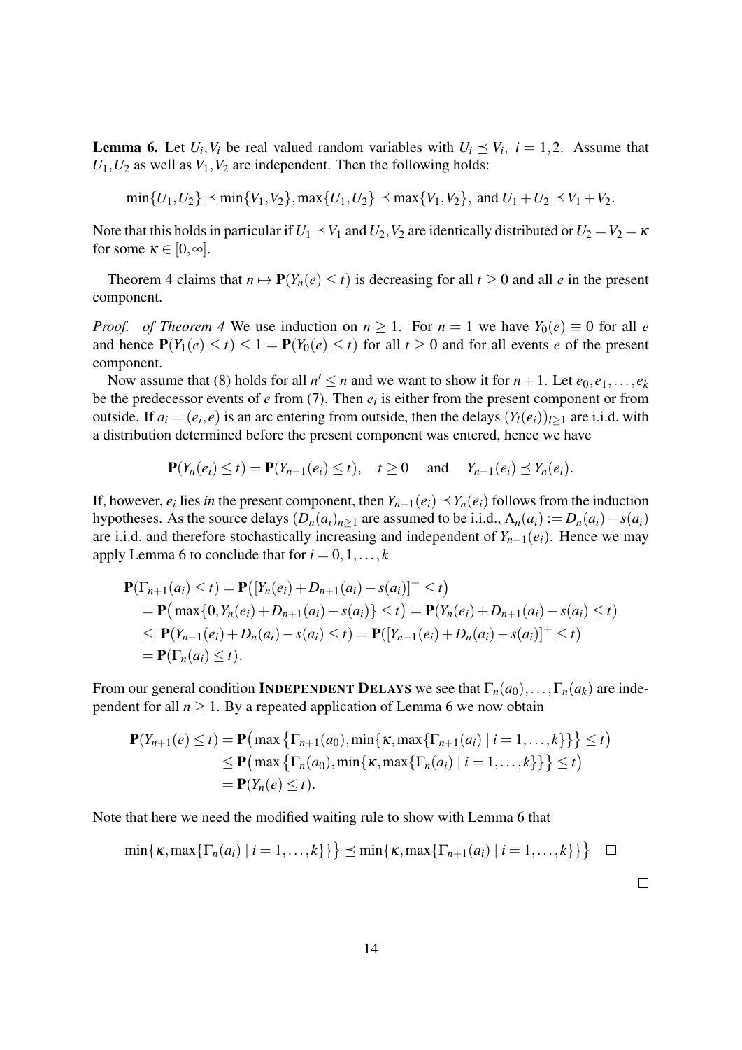**Lemma 6.** Let $U_i, V_i$ be real valued random variables with $U_i \preceq V_i,\ i = 1,2$. Assume that $U_1, U_2$ as well as $V_1, V_2$ are independent. Then the following holds:

$$\min\{U_1,U_2\} \preceq \min\{V_1,V_2\}, \max\{U_1,U_2\} \preceq \max\{V_1,V_2\}, \text{ and } U_1+U_2 \preceq V_1+V_2.$$

Note that this holds in particular if $U_1 \preceq V_1$ and $U_2, V_2$ are identically distributed or $U_2 = V_2 = \kappa$ for some $\kappa \in [0,\infty]$.

Theorem 4 claims that $n \mapsto \mathbf{P}(Y_n(e) \leq t)$ is decreasing for all $t \geq 0$ and all $e$ in the present component.

*Proof. of Theorem 4* We use induction on $n \geq 1$. For $n = 1$ we have $Y_0(e) \equiv 0$ for all $e$ and hence $\mathbf{P}(Y_1(e) \leq t) \leq 1 = \mathbf{P}(Y_0(e) \leq t)$ for all $t \geq 0$ and for all events $e$ of the present component.

Now assume that (8) holds for all $n' \leq n$ and we want to show it for $n+1$. Let $e_0, e_1, \ldots, e_k$ be the predecessor events of $e$ from (7). Then $e_i$ is either from the present component or from outside. If $a_i = (e_i, e)$ is an arc entering from outside, then the delays $(Y_l(e_i))_{l\geq 1}$ are i.i.d. with a distribution determined before the present component was entered, hence we have

$$\mathbf{P}(Y_n(e_i) \leq t) = \mathbf{P}(Y_{n-1}(e_i) \leq t), \quad t \geq 0 \quad \text{and} \quad Y_{n-1}(e_i) \preceq Y_n(e_i).$$

If, however, $e_i$ lies *in* the present component, then $Y_{n-1}(e_i) \preceq Y_n(e_i)$ follows from the induction hypotheses. As the source delays $(D_n(a_i))_{n\geq 1}$ are assumed to be i.i.d., $\Lambda_n(a_i) := D_n(a_i) - s(a_i)$ are i.i.d. and therefore stochastically increasing and independent of $Y_{n-1}(e_i)$. Hence we may apply Lemma 6 to conclude that for $i = 0,1,\ldots,k$

$$\begin{aligned}
\mathbf{P}(\Gamma_{n+1}(a_i) \leq t) &= \mathbf{P}\big([Y_n(e_i) + D_{n+1}(a_i) - s(a_i)]^+ \leq t\big) \\
&= \mathbf{P}\big(\max\{0, Y_n(e_i) + D_{n+1}(a_i) - s(a_i)\} \leq t\big) = \mathbf{P}(Y_n(e_i) + D_{n+1}(a_i) - s(a_i) \leq t) \\
&\leq \mathbf{P}(Y_{n-1}(e_i) + D_n(a_i) - s(a_i) \leq t) = \mathbf{P}([Y_{n-1}(e_i) + D_n(a_i) - s(a_i)]^+ \leq t) \\
&= \mathbf{P}(\Gamma_n(a_i) \leq t).
\end{aligned}$$

From our general condition **INDEPENDENT DELAYS** we see that $\Gamma_n(a_0), \ldots, \Gamma_n(a_k)$ are independent for all $n \geq 1$. By a repeated application of Lemma 6 we now obtain

$$\begin{aligned}
\mathbf{P}(Y_{n+1}(e) \leq t) &= \mathbf{P}\big(\max\big\{\Gamma_{n+1}(a_0), \min\{\kappa, \max\{\Gamma_{n+1}(a_i) \mid i = 1,\ldots,k\}\}\big\} \leq t\big) \\
&\leq \mathbf{P}\big(\max\big\{\Gamma_n(a_0), \min\{\kappa, \max\{\Gamma_n(a_i) \mid i = 1,\ldots,k\}\}\big\} \leq t\big) \\
&= \mathbf{P}(Y_n(e) \leq t).
\end{aligned}$$

Note that here we need the modified waiting rule to show with Lemma 6 that

$$\min\big\{\kappa, \max\{\Gamma_n(a_i) \mid i = 1,\ldots,k\}\big\} \preceq \min\big\{\kappa, \max\{\Gamma_{n+1}(a_i) \mid i = 1,\ldots,k\}\big\} \quad \square$$

$\square$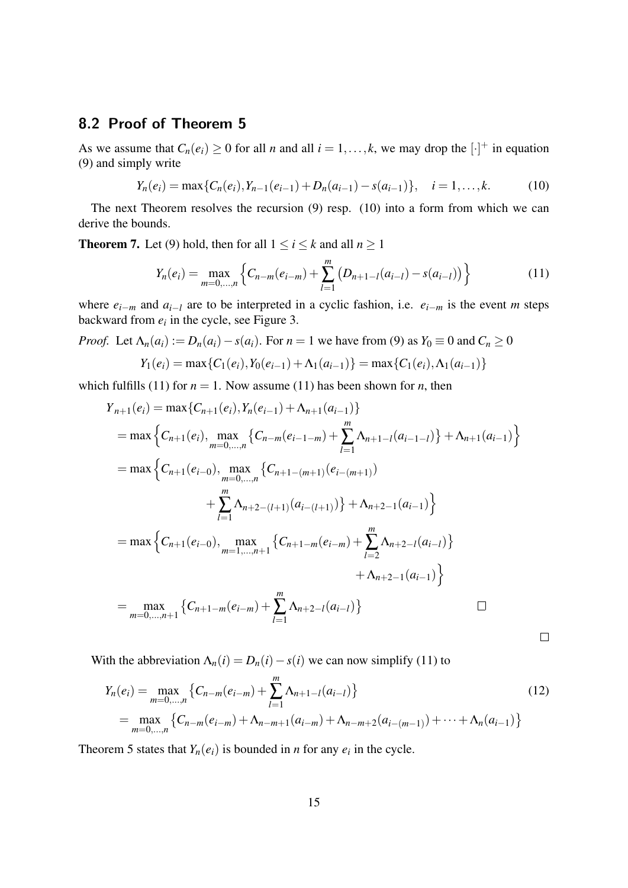## 8.2 Proof of Theorem 5

As we assume that $C_n(e_i) \geq 0$ for all $n$ and all $i = 1, \dots, k$, we may drop the $[\cdot]^+$ in equation (9) and simply write

$$Y_n(e_i) = \max\{C_n(e_i), Y_{n-1}(e_{i-1}) + D_n(a_{i-1}) - s(a_{i-1})\}, \quad i = 1, \dots, k. \tag{10}$$

The next Theorem resolves the recursion (9) resp. (10) into a form from which we can derive the bounds.

**Theorem 7.** Let (9) hold, then for all $1 \leq i \leq k$ and all $n \geq 1$

$$Y_n(e_i) = \max_{m=0,\dots,n} \Big\{ C_{n-m}(e_{i-m}) + \sum_{l=1}^{m} \big( D_{n+1-l}(a_{i-l}) - s(a_{i-l}) \big) \Big\} \tag{11}$$

where $e_{i-m}$ and $a_{i-l}$ are to be interpreted in a cyclic fashion, i.e. $e_{i-m}$ is the event $m$ steps backward from $e_i$ in the cycle, see Figure 3.

*Proof.* Let $\Lambda_n(a_i) := D_n(a_i) - s(a_i)$. For $n = 1$ we have from (9) as $Y_0 \equiv 0$ and $C_n \geq 0$

$$Y_1(e_i) = \max\{C_1(e_i), Y_0(e_{i-1}) + \Lambda_1(a_{i-1})\} = \max\{C_1(e_i), \Lambda_1(a_{i-1})\}$$

which fulfills (11) for $n = 1$. Now assume (11) has been shown for $n$, then

$$\begin{aligned}
Y_{n+1}(e_i) &= \max\{C_{n+1}(e_i), Y_n(e_{i-1}) + \Lambda_{n+1}(a_{i-1})\} \\
&= \max\Big\{C_{n+1}(e_i), \max_{m=0,\dots,n} \big\{C_{n-m}(e_{i-1-m}) + \sum_{l=1}^{m} \Lambda_{n+1-l}(a_{i-1-l})\big\} + \Lambda_{n+1}(a_{i-1})\Big\} \\
&= \max\Big\{C_{n+1}(e_{i-0}), \max_{m=0,\dots,n} \big\{C_{n+1-(m+1)}(e_{i-(m+1)}) \\
&\qquad\qquad + \sum_{l=1}^{m} \Lambda_{n+2-(l+1)}(a_{i-(l+1)})\big\} + \Lambda_{n+2-1}(a_{i-1})\Big\} \\
&= \max\Big\{C_{n+1}(e_{i-0}), \max_{m=1,\dots,n+1} \big\{C_{n+1-m}(e_{i-m}) + \sum_{l=2}^{m} \Lambda_{n+2-l}(a_{i-l})\big\} \\
&\qquad\qquad + \Lambda_{n+2-1}(a_{i-1})\Big\} \\
&= \max_{m=0,\dots,n+1} \big\{C_{n+1-m}(e_{i-m}) + \sum_{l=1}^{m} \Lambda_{n+2-l}(a_{i-l})\big\} \qquad \square
\end{aligned}$$

$\square$

With the abbreviation $\Lambda_n(i) = D_n(i) - s(i)$ we can now simplify (11) to

$$\begin{aligned}
Y_n(e_i) &= \max_{m=0,\dots,n} \big\{C_{n-m}(e_{i-m}) + \sum_{l=1}^{m} \Lambda_{n+1-l}(a_{i-l})\big\} \\
&= \max_{m=0,\dots,n} \big\{C_{n-m}(e_{i-m}) + \Lambda_{n-m+1}(a_{i-m}) + \Lambda_{n-m+2}(a_{i-(m-1)}) + \dots + \Lambda_n(a_{i-1})\big\}
\end{aligned} \tag{12}$$

Theorem 5 states that $Y_n(e_i)$ is bounded in $n$ for any $e_i$ in the cycle.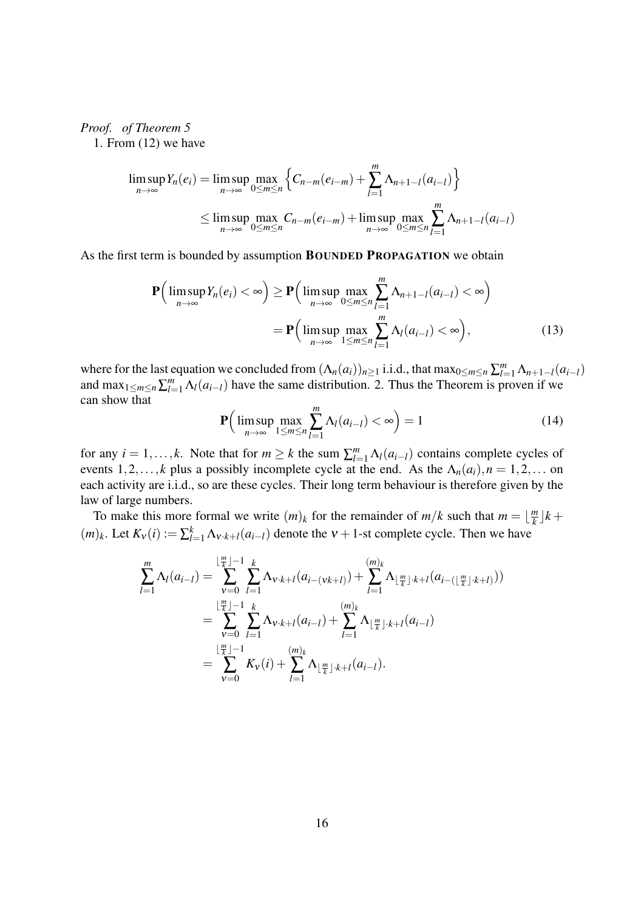*Proof. of Theorem 5*

1. From (12) we have

$$\limsup_{n\to\infty} Y_n(e_i) = \limsup_{n\to\infty} \max_{0\le m\le n} \Big\{ C_{n-m}(e_{i-m}) + \sum_{l=1}^{m} \Lambda_{n+1-l}(a_{i-l}) \Big\}$$

$$\le \limsup_{n\to\infty} \max_{0\le m\le n} C_{n-m}(e_{i-m}) + \limsup_{n\to\infty} \max_{0\le m\le n} \sum_{l=1}^{m} \Lambda_{n+1-l}(a_{i-l})$$

As the first term is bounded by assumption **BOUNDED PROPAGATION** we obtain

$$\mathbf{P}\Big(\limsup_{n\to\infty} Y_n(e_i) < \infty\Big) \ge \mathbf{P}\Big(\limsup_{n\to\infty} \max_{0\le m\le n} \sum_{l=1}^{m} \Lambda_{n+1-l}(a_{i-l}) < \infty\Big)$$

$$= \mathbf{P}\Big(\limsup_{n\to\infty} \max_{1\le m\le n} \sum_{l=1}^{m} \Lambda_{l}(a_{i-l}) < \infty\Big), \tag{13}$$

where for the last equation we concluded from $(\Lambda_n(a_i))_{n\ge 1}$ i.i.d., that $\max_{0\le m\le n} \sum_{l=1}^{m} \Lambda_{n+1-l}(a_{i-l})$ and $\max_{1\le m\le n} \sum_{l=1}^{m} \Lambda_{l}(a_{i-l})$ have the same distribution. 2. Thus the Theorem is proven if we can show that

$$\mathbf{P}\Big(\limsup_{n\to\infty} \max_{1\le m\le n} \sum_{l=1}^{m} \Lambda_{l}(a_{i-l}) < \infty\Big) = 1 \tag{14}$$

for any $i = 1,\dots,k$. Note that for $m \ge k$ the sum $\sum_{l=1}^{m} \Lambda_l(a_{i-l})$ contains complete cycles of events $1,2,\dots,k$ plus a possibly incomplete cycle at the end. As the $\Lambda_n(a_i), n = 1,2,\dots$ on each activity are i.i.d., so are these cycles. Their long term behaviour is therefore given by the law of large numbers.

To make this more formal we write $(m)_k$ for the remainder of $m/k$ such that $m = \lfloor \frac{m}{k} \rfloor k + (m)_k$. Let $K_\nu(i) := \sum_{l=1}^{k} \Lambda_{\nu\cdot k+l}(a_{i-l})$ denote the $\nu+1$-st complete cycle. Then we have

$$\begin{aligned}
\sum_{l=1}^{m} \Lambda_l(a_{i-l}) &= \sum_{\nu=0}^{\lfloor \frac{m}{k} \rfloor -1} \sum_{l=1}^{k} \Lambda_{\nu\cdot k+l}(a_{i-(\nu k+l)}) + \sum_{l=1}^{(m)_k} \Lambda_{\lfloor \frac{m}{k} \rfloor\cdot k+l}(a_{i-(\lfloor \frac{m}{k} \rfloor\cdot k+l)})) \\
&= \sum_{\nu=0}^{\lfloor \frac{m}{k} \rfloor -1} \sum_{l=1}^{k} \Lambda_{\nu\cdot k+l}(a_{i-l}) + \sum_{l=1}^{(m)_k} \Lambda_{\lfloor \frac{m}{k} \rfloor\cdot k+l}(a_{i-l}) \\
&= \sum_{\nu=0}^{\lfloor \frac{m}{k} \rfloor -1} K_\nu(i) + \sum_{l=1}^{(m)_k} \Lambda_{\lfloor \frac{m}{k} \rfloor\cdot k+l}(a_{i-l}).
\end{aligned}$$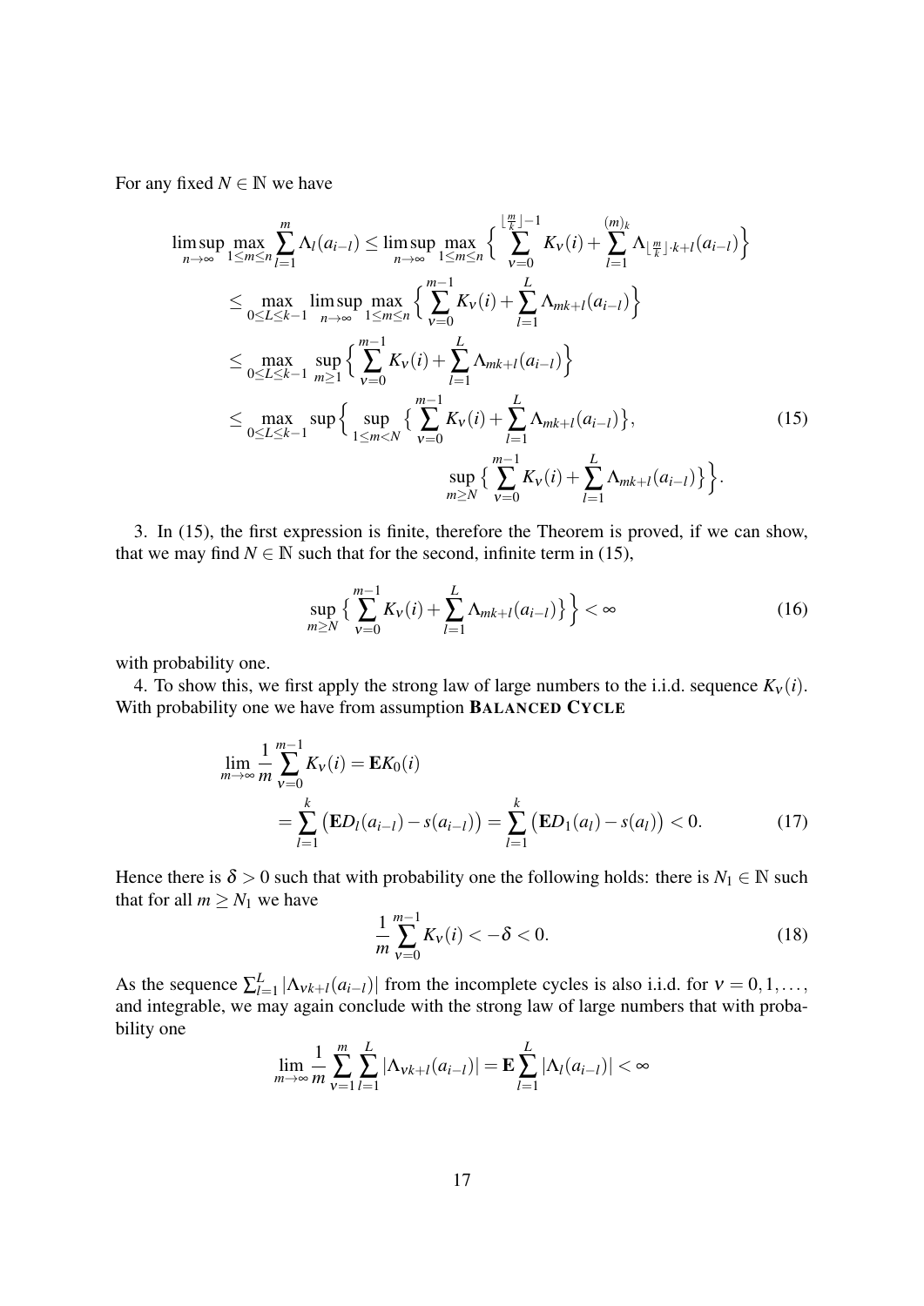For any fixed $N \in \mathbb{N}$ we have

$$
\begin{aligned}
\limsup_{n\to\infty} \max_{1\le m\le n} \sum_{l=1}^{m} \Lambda_l(a_{i-l}) &\le \limsup_{n\to\infty} \max_{1\le m\le n} \Big\{ \sum_{\nu=0}^{\lfloor \frac{m}{k} \rfloor -1} K_\nu(i) + \sum_{l=1}^{(m)_k} \Lambda_{\lfloor \frac{m}{k} \rfloor \cdot k+l}(a_{i-l}) \Big\} \\
&\le \max_{0\le L\le k-1} \limsup_{n\to\infty} \max_{1\le m\le n} \Big\{ \sum_{\nu=0}^{m-1} K_\nu(i) + \sum_{l=1}^{L} \Lambda_{mk+l}(a_{i-l}) \Big\} \\
&\le \max_{0\le L\le k-1} \sup_{m\ge 1} \Big\{ \sum_{\nu=0}^{m-1} K_\nu(i) + \sum_{l=1}^{L} \Lambda_{mk+l}(a_{i-l}) \Big\} \\
&\le \max_{0\le L\le k-1} \sup \Big\{ \sup_{1\le m<N} \big\{ \sum_{\nu=0}^{m-1} K_\nu(i) + \sum_{l=1}^{L} \Lambda_{mk+l}(a_{i-l}) \big\}, \\
&\qquad\qquad \sup_{m\ge N} \big\{ \sum_{\nu=0}^{m-1} K_\nu(i) + \sum_{l=1}^{L} \Lambda_{mk+l}(a_{i-l}) \big\} \Big\}.
\end{aligned} \tag{15}
$$

3. In (15), the first expression is finite, therefore the Theorem is proved, if we can show, that we may find $N \in \mathbb{N}$ such that for the second, infinite term in (15),

$$
\sup_{m\ge N} \Big\{ \sum_{\nu=0}^{m-1} K_\nu(i) + \sum_{l=1}^{L} \Lambda_{mk+l}(a_{i-l}) \Big\} < \infty \tag{16}
$$

with probability one.

4. To show this, we first apply the strong law of large numbers to the i.i.d. sequence $K_\nu(i)$. With probability one we have from assumption **BALANCED CYCLE**

$$
\begin{aligned}
\lim_{m\to\infty} \frac{1}{m} \sum_{\nu=0}^{m-1} K_\nu(i) &= \mathbf{E} K_0(i) \\
&= \sum_{l=1}^{k} \big( \mathbf{E} D_l(a_{i-l}) - s(a_{i-l}) \big) = \sum_{l=1}^{k} \big( \mathbf{E} D_1(a_l) - s(a_l) \big) < 0.
\end{aligned} \tag{17}
$$

Hence there is $\delta > 0$ such that with probability one the following holds: there is $N_1 \in \mathbb{N}$ such that for all $m \ge N_1$ we have

$$
\frac{1}{m} \sum_{\nu=0}^{m-1} K_\nu(i) < -\delta < 0. \tag{18}
$$

As the sequence $\sum_{l=1}^{L} |\Lambda_{\nu k+l}(a_{i-l})|$ from the incomplete cycles is also i.i.d. for $\nu = 0, 1, \ldots,$ and integrable, we may again conclude with the strong law of large numbers that with probability one

$$
\lim_{m\to\infty} \frac{1}{m} \sum_{\nu=1}^{m} \sum_{l=1}^{L} |\Lambda_{\nu k+l}(a_{i-l})| = \mathbf{E} \sum_{l=1}^{L} |\Lambda_l(a_{i-l})| < \infty
$$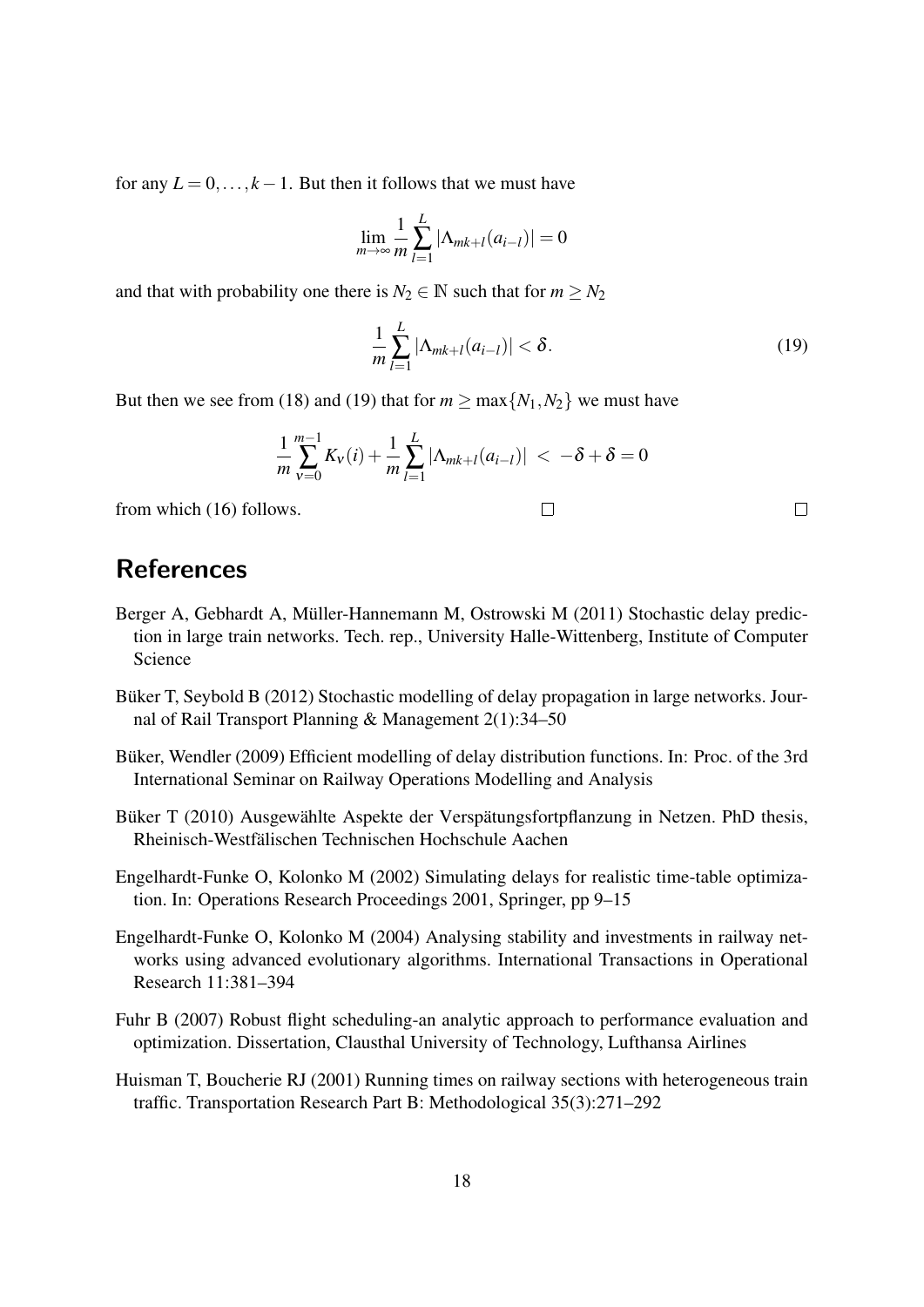for any $L = 0, \ldots, k-1$. But then it follows that we must have

$$\lim_{m\to\infty} \frac{1}{m} \sum_{l=1}^{L} |\Lambda_{mk+l}(a_{i-l})| = 0$$

and that with probability one there is $N_2 \in \mathbb{N}$ such that for $m \geq N_2$

$$\frac{1}{m} \sum_{l=1}^{L} |\Lambda_{mk+l}(a_{i-l})| < \delta. \tag{19}$$

But then we see from (18) and (19) that for $m \geq \max\{N_1, N_2\}$ we must have

$$\frac{1}{m} \sum_{\nu=0}^{m-1} K_\nu(i) + \frac{1}{m} \sum_{l=1}^{L} |\Lambda_{mk+l}(a_{i-l})| \; < \; -\delta + \delta = 0$$

from which (16) follows. □ □

## References

Berger A, Gebhardt A, Müller-Hannemann M, Ostrowski M (2011) Stochastic delay prediction in large train networks. Tech. rep., University Halle-Wittenberg, Institute of Computer Science

Büker T, Seybold B (2012) Stochastic modelling of delay propagation in large networks. Journal of Rail Transport Planning & Management 2(1):34–50

Büker, Wendler (2009) Efficient modelling of delay distribution functions. In: Proc. of the 3rd International Seminar on Railway Operations Modelling and Analysis

Büker T (2010) Ausgewählte Aspekte der Verspätungsfortpflanzung in Netzen. PhD thesis, Rheinisch-Westfälischen Technischen Hochschule Aachen

Engelhardt-Funke O, Kolonko M (2002) Simulating delays for realistic time-table optimization. In: Operations Research Proceedings 2001, Springer, pp 9–15

Engelhardt-Funke O, Kolonko M (2004) Analysing stability and investments in railway networks using advanced evolutionary algorithms. International Transactions in Operational Research 11:381–394

Fuhr B (2007) Robust flight scheduling-an analytic approach to performance evaluation and optimization. Dissertation, Clausthal University of Technology, Lufthansa Airlines

Huisman T, Boucherie RJ (2001) Running times on railway sections with heterogeneous train traffic. Transportation Research Part B: Methodological 35(3):271–292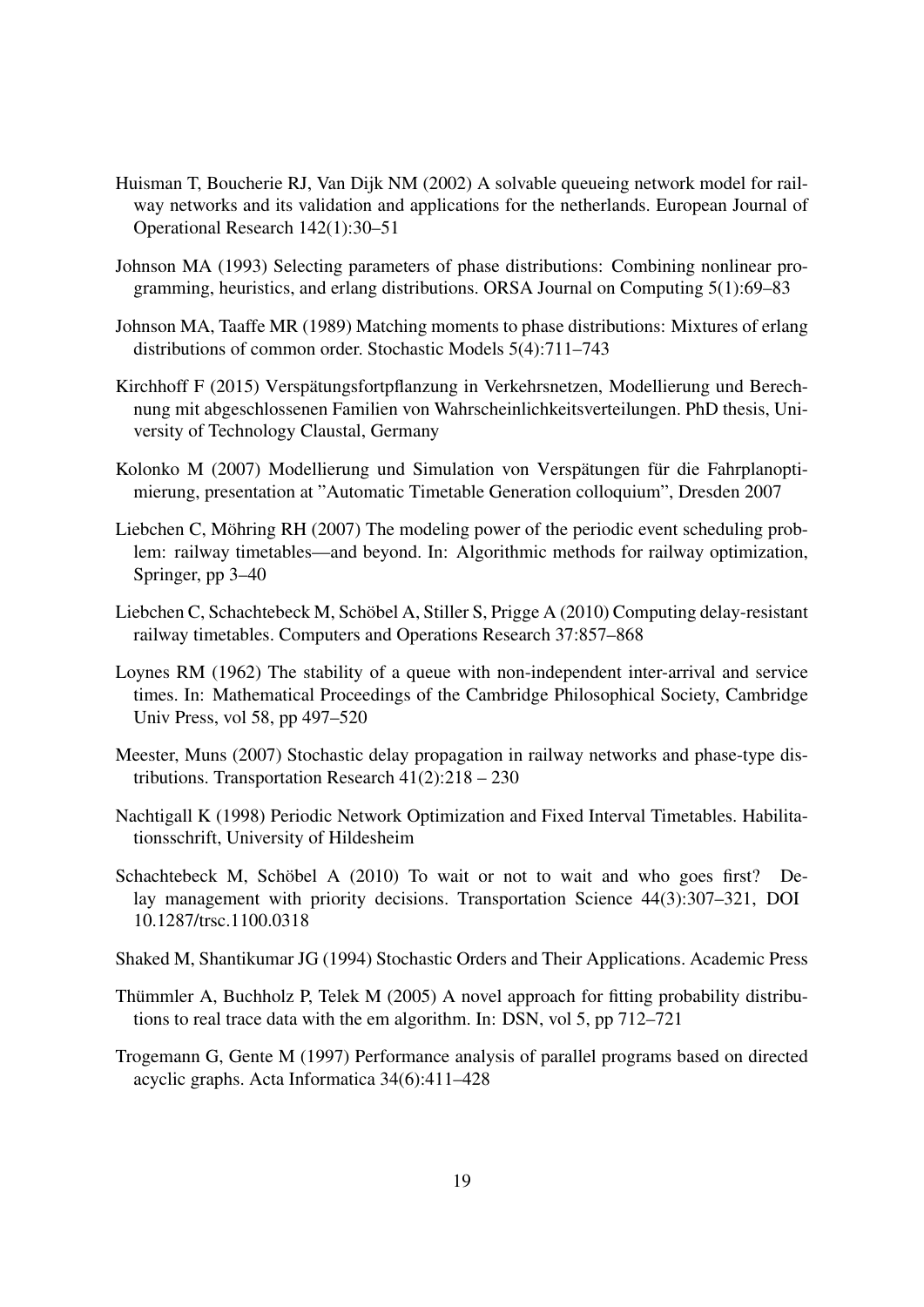Huisman T, Boucherie RJ, Van Dijk NM (2002) A solvable queueing network model for railway networks and its validation and applications for the netherlands. European Journal of Operational Research 142(1):30–51

Johnson MA (1993) Selecting parameters of phase distributions: Combining nonlinear programming, heuristics, and erlang distributions. ORSA Journal on Computing 5(1):69–83

Johnson MA, Taaffe MR (1989) Matching moments to phase distributions: Mixtures of erlang distributions of common order. Stochastic Models 5(4):711–743

Kirchhoff F (2015) Verspätungsfortpflanzung in Verkehrsnetzen, Modellierung und Berechnung mit abgeschlossenen Familien von Wahrscheinlichkeitsverteilungen. PhD thesis, University of Technology Claustal, Germany

Kolonko M (2007) Modellierung und Simulation von Verspätungen für die Fahrplanoptimierung, presentation at "Automatic Timetable Generation colloquium", Dresden 2007

Liebchen C, Möhring RH (2007) The modeling power of the periodic event scheduling problem: railway timetables—and beyond. In: Algorithmic methods for railway optimization, Springer, pp 3–40

Liebchen C, Schachtebeck M, Schöbel A, Stiller S, Prigge A (2010) Computing delay-resistant railway timetables. Computers and Operations Research 37:857–868

Loynes RM (1962) The stability of a queue with non-independent inter-arrival and service times. In: Mathematical Proceedings of the Cambridge Philosophical Society, Cambridge Univ Press, vol 58, pp 497–520

Meester, Muns (2007) Stochastic delay propagation in railway networks and phase-type distributions. Transportation Research 41(2):218 – 230

Nachtigall K (1998) Periodic Network Optimization and Fixed Interval Timetables. Habilitationsschrift, University of Hildesheim

Schachtebeck M, Schöbel A (2010) To wait or not to wait and who goes first? Delay management with priority decisions. Transportation Science 44(3):307–321, DOI 10.1287/trsc.1100.0318

Shaked M, Shantikumar JG (1994) Stochastic Orders and Their Applications. Academic Press

Thümmler A, Buchholz P, Telek M (2005) A novel approach for fitting probability distributions to real trace data with the em algorithm. In: DSN, vol 5, pp 712–721

Trogemann G, Gente M (1997) Performance analysis of parallel programs based on directed acyclic graphs. Acta Informatica 34(6):411–428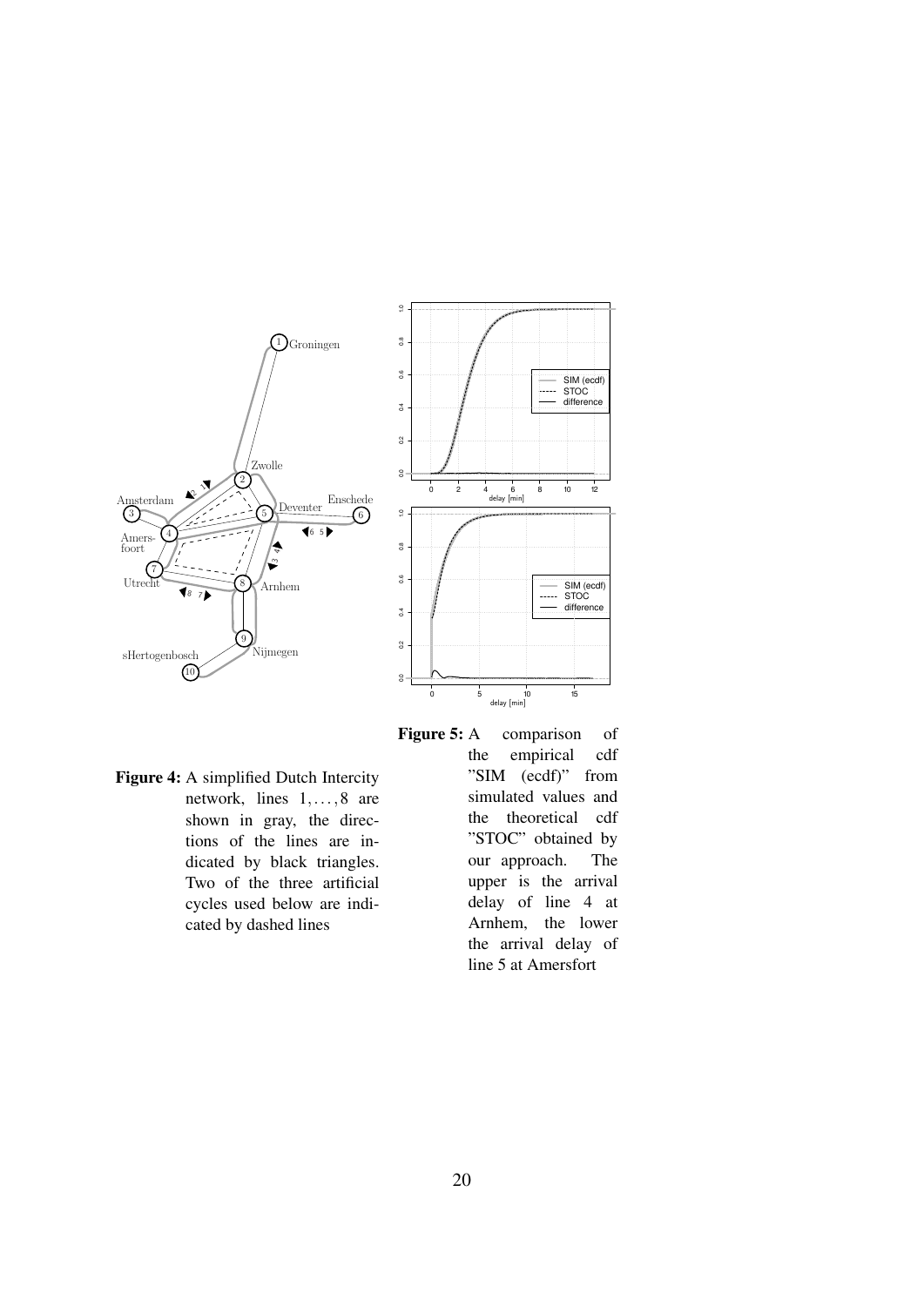**Figure 4:** A simplified Dutch Intercity network, lines $1, \ldots, 8$ are shown in gray, the directions of the lines are indicated by black triangles. Two of the three artificial cycles used below are indicated by dashed lines

**Figure 5:** A comparison of the empirical cdf "SIM (ecdf)" from simulated values and the theoretical cdf "STOC" obtained by our approach. The upper is the arrival delay of line 4 at Arnhem, the lower the arrival delay of line 5 at Amersfort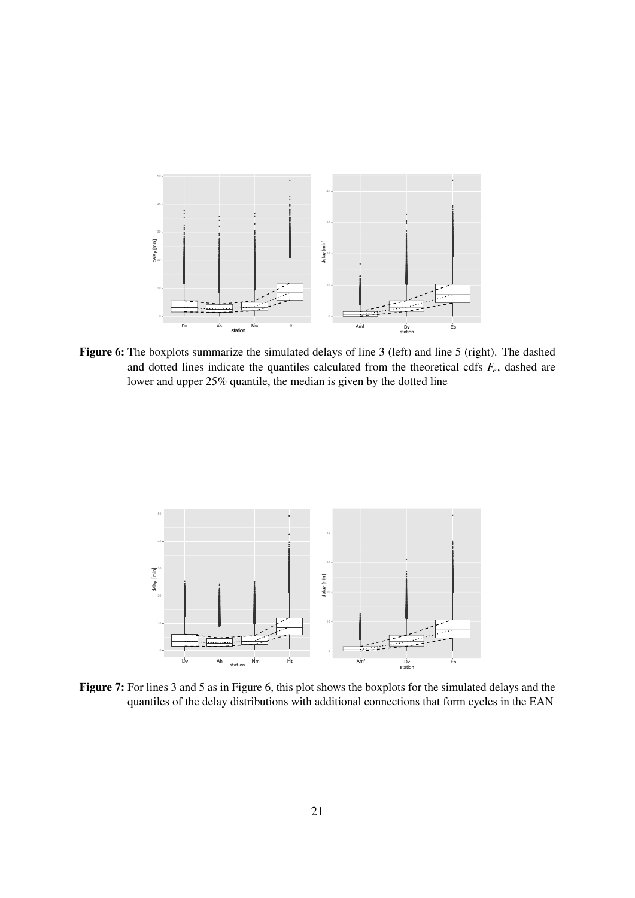**Figure 6:** The boxplots summarize the simulated delays of line 3 (left) and line 5 (right). The dashed and dotted lines indicate the quantiles calculated from the theoretical cdfs $F_e$, dashed are lower and upper 25% quantile, the median is given by the dotted line

**Figure 7:** For lines 3 and 5 as in Figure 6, this plot shows the boxplots for the simulated delays and the quantiles of the delay distributions with additional connections that form cycles in the EAN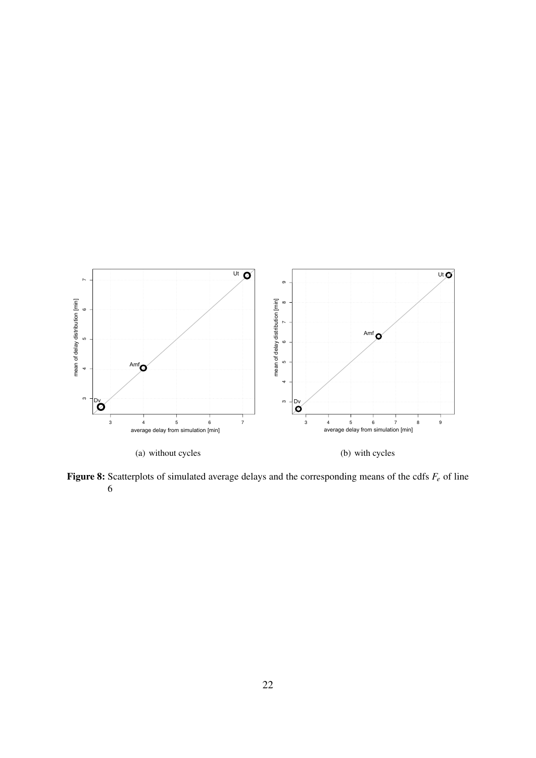(a) without cycles

Ut

Amf

Dv

mean of delay distribution [min]

average delay from simulation [min]

3
4
5
6
7

3
4
5
6
7

(b) with cycles

Ut

Amf

Dv

mean of delay distribution [min]

average delay from simulation [min]

3
4
5
6
7
8
9

3
4
5
6
7
8
9

**Figure 8:** Scatterplots of simulated average delays and the corresponding means of the cdfs $F_e$ of line 6